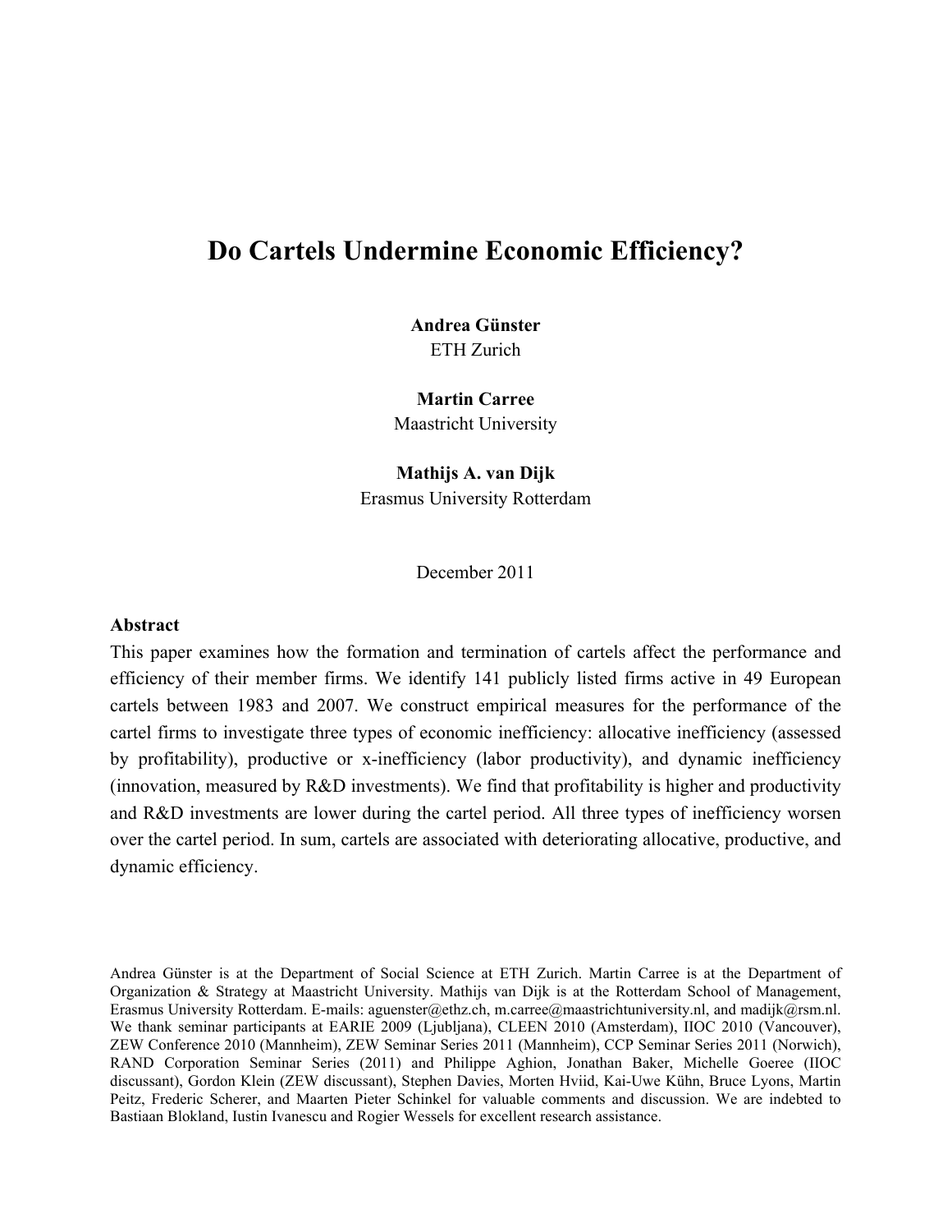# Do Cartels Undermine Economic Efficiency?

**Andrea Günster**
ETH Zurich

**Martin Carree**
Maastricht University

**Mathijs A. van Dijk**
Erasmus University Rotterdam

December 2011

**Abstract**

This paper examines how the formation and termination of cartels affect the performance and efficiency of their member firms. We identify 141 publicly listed firms active in 49 European cartels between 1983 and 2007. We construct empirical measures for the performance of the cartel firms to investigate three types of economic inefficiency: allocative inefficiency (assessed by profitability), productive or x-inefficiency (labor productivity), and dynamic inefficiency (innovation, measured by R&D investments). We find that profitability is higher and productivity and R&D investments are lower during the cartel period. All three types of inefficiency worsen over the cartel period. In sum, cartels are associated with deteriorating allocative, productive, and dynamic efficiency.

Andrea Günster is at the Department of Social Science at ETH Zurich. Martin Carree is at the Department of Organization & Strategy at Maastricht University. Mathijs van Dijk is at the Rotterdam School of Management, Erasmus University Rotterdam. E-mails: aguenster@ethz.ch, m.carree@maastrichtuniversity.nl, and madijk@rsm.nl. We thank seminar participants at EARIE 2009 (Ljubljana), CLEEN 2010 (Amsterdam), IIOC 2010 (Vancouver), ZEW Conference 2010 (Mannheim), ZEW Seminar Series 2011 (Mannheim), CCP Seminar Series 2011 (Norwich), RAND Corporation Seminar Series (2011) and Philippe Aghion, Jonathan Baker, Michelle Goeree (IIOC discussant), Gordon Klein (ZEW discussant), Stephen Davies, Morten Hviid, Kai-Uwe Kühn, Bruce Lyons, Martin Peitz, Frederic Scherer, and Maarten Pieter Schinkel for valuable comments and discussion. We are indebted to Bastiaan Blokland, Iustin Ivanescu and Rogier Wessels for excellent research assistance.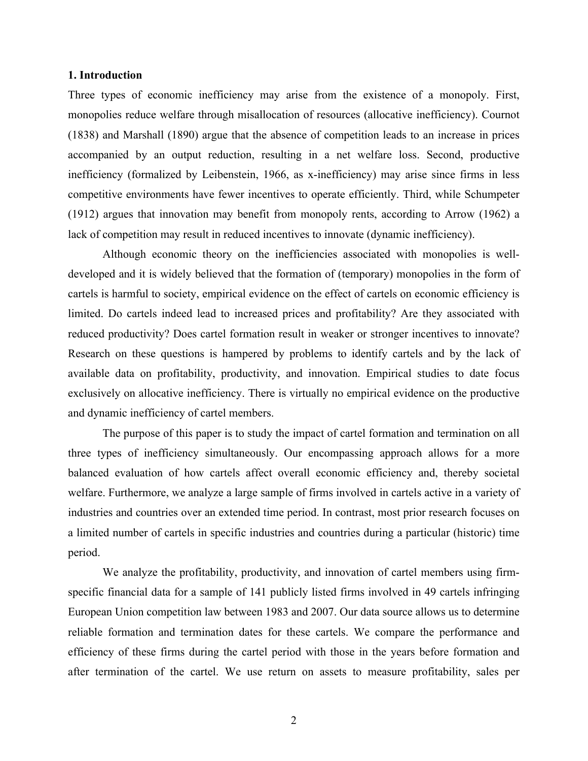## 1. Introduction

Three types of economic inefficiency may arise from the existence of a monopoly. First, monopolies reduce welfare through misallocation of resources (allocative inefficiency). Cournot (1838) and Marshall (1890) argue that the absence of competition leads to an increase in prices accompanied by an output reduction, resulting in a net welfare loss. Second, productive inefficiency (formalized by Leibenstein, 1966, as x-inefficiency) may arise since firms in less competitive environments have fewer incentives to operate efficiently. Third, while Schumpeter (1912) argues that innovation may benefit from monopoly rents, according to Arrow (1962) a lack of competition may result in reduced incentives to innovate (dynamic inefficiency).

Although economic theory on the inefficiencies associated with monopolies is well-developed and it is widely believed that the formation of (temporary) monopolies in the form of cartels is harmful to society, empirical evidence on the effect of cartels on economic efficiency is limited. Do cartels indeed lead to increased prices and profitability? Are they associated with reduced productivity? Does cartel formation result in weaker or stronger incentives to innovate? Research on these questions is hampered by problems to identify cartels and by the lack of available data on profitability, productivity, and innovation. Empirical studies to date focus exclusively on allocative inefficiency. There is virtually no empirical evidence on the productive and dynamic inefficiency of cartel members.

The purpose of this paper is to study the impact of cartel formation and termination on all three types of inefficiency simultaneously. Our encompassing approach allows for a more balanced evaluation of how cartels affect overall economic efficiency and, thereby societal welfare. Furthermore, we analyze a large sample of firms involved in cartels active in a variety of industries and countries over an extended time period. In contrast, most prior research focuses on a limited number of cartels in specific industries and countries during a particular (historic) time period.

We analyze the profitability, productivity, and innovation of cartel members using firm-specific financial data for a sample of 141 publicly listed firms involved in 49 cartels infringing European Union competition law between 1983 and 2007. Our data source allows us to determine reliable formation and termination dates for these cartels. We compare the performance and efficiency of these firms during the cartel period with those in the years before formation and after termination of the cartel. We use return on assets to measure profitability, sales per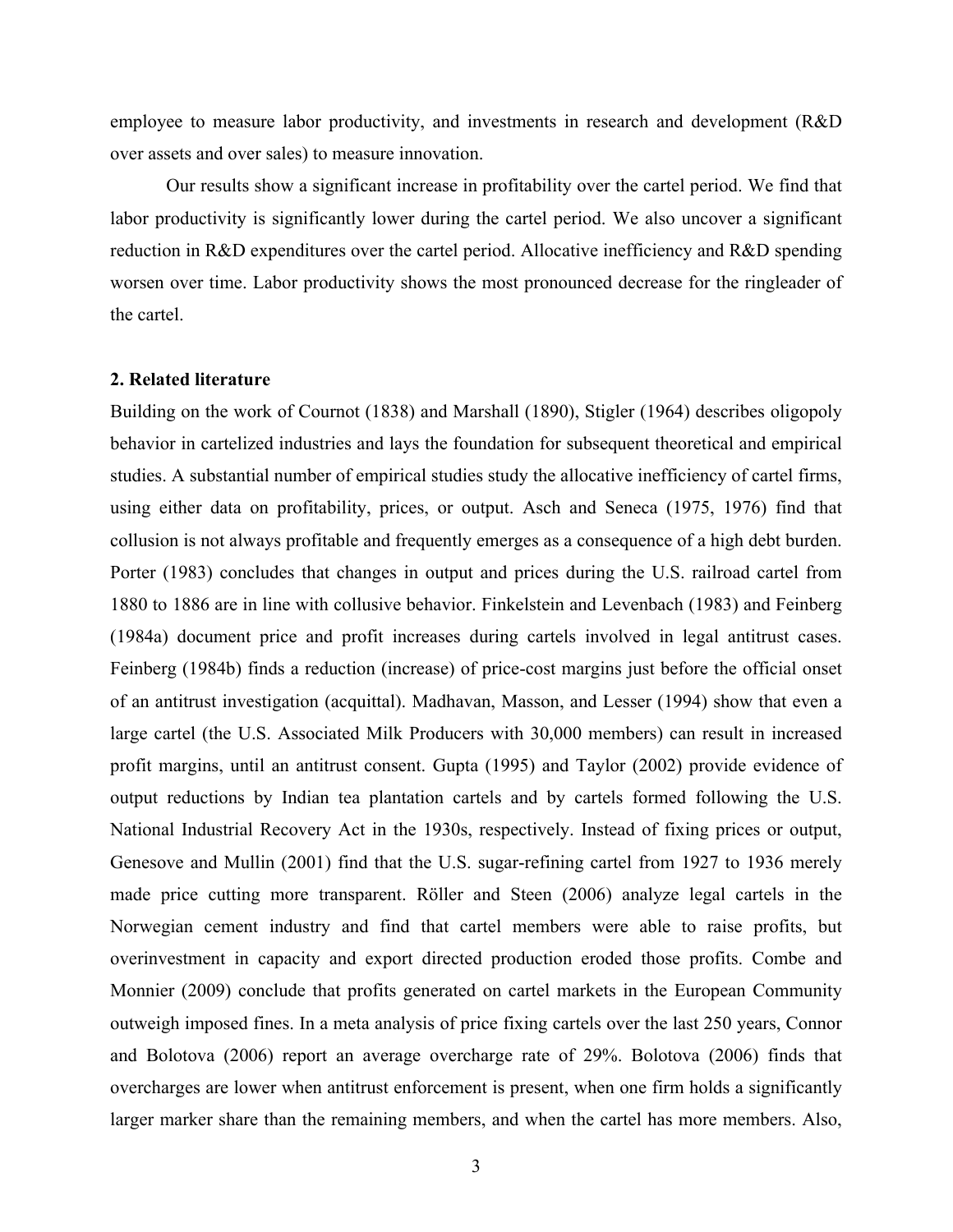employee to measure labor productivity, and investments in research and development (R&D over assets and over sales) to measure innovation.

Our results show a significant increase in profitability over the cartel period. We find that labor productivity is significantly lower during the cartel period. We also uncover a significant reduction in R&D expenditures over the cartel period. Allocative inefficiency and R&D spending worsen over time. Labor productivity shows the most pronounced decrease for the ringleader of the cartel.

## 2. Related literature

Building on the work of Cournot (1838) and Marshall (1890), Stigler (1964) describes oligopoly behavior in cartelized industries and lays the foundation for subsequent theoretical and empirical studies. A substantial number of empirical studies study the allocative inefficiency of cartel firms, using either data on profitability, prices, or output. Asch and Seneca (1975, 1976) find that collusion is not always profitable and frequently emerges as a consequence of a high debt burden. Porter (1983) concludes that changes in output and prices during the U.S. railroad cartel from 1880 to 1886 are in line with collusive behavior. Finkelstein and Levenbach (1983) and Feinberg (1984a) document price and profit increases during cartels involved in legal antitrust cases. Feinberg (1984b) finds a reduction (increase) of price-cost margins just before the official onset of an antitrust investigation (acquittal). Madhavan, Masson, and Lesser (1994) show that even a large cartel (the U.S. Associated Milk Producers with 30,000 members) can result in increased profit margins, until an antitrust consent. Gupta (1995) and Taylor (2002) provide evidence of output reductions by Indian tea plantation cartels and by cartels formed following the U.S. National Industrial Recovery Act in the 1930s, respectively. Instead of fixing prices or output, Genesove and Mullin (2001) find that the U.S. sugar-refining cartel from 1927 to 1936 merely made price cutting more transparent. Röller and Steen (2006) analyze legal cartels in the Norwegian cement industry and find that cartel members were able to raise profits, but overinvestment in capacity and export directed production eroded those profits. Combe and Monnier (2009) conclude that profits generated on cartel markets in the European Community outweigh imposed fines. In a meta analysis of price fixing cartels over the last 250 years, Connor and Bolotova (2006) report an average overcharge rate of 29%. Bolotova (2006) finds that overcharges are lower when antitrust enforcement is present, when one firm holds a significantly larger marker share than the remaining members, and when the cartel has more members. Also,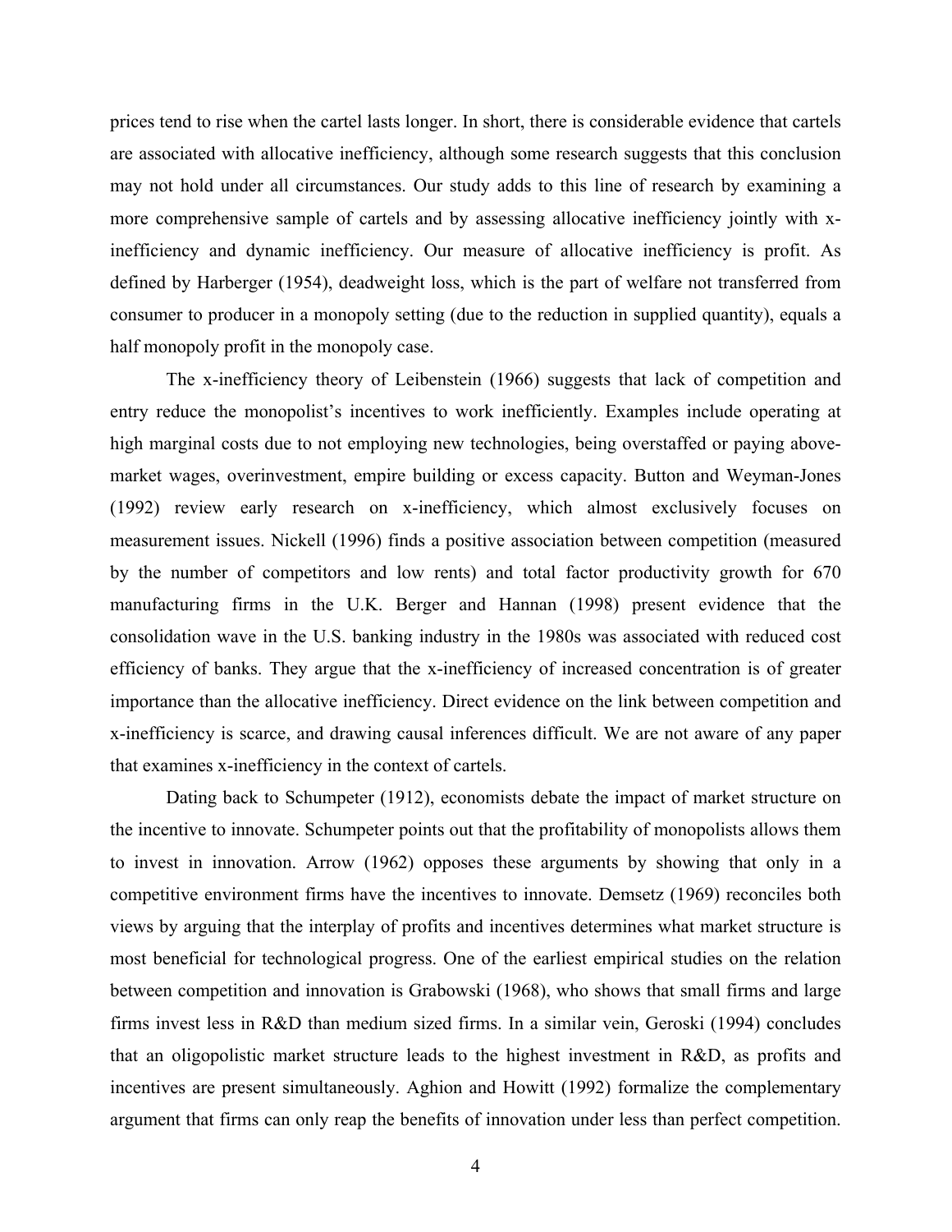prices tend to rise when the cartel lasts longer. In short, there is considerable evidence that cartels are associated with allocative inefficiency, although some research suggests that this conclusion may not hold under all circumstances. Our study adds to this line of research by examining a more comprehensive sample of cartels and by assessing allocative inefficiency jointly with x-inefficiency and dynamic inefficiency. Our measure of allocative inefficiency is profit. As defined by Harberger (1954), deadweight loss, which is the part of welfare not transferred from consumer to producer in a monopoly setting (due to the reduction in supplied quantity), equals a half monopoly profit in the monopoly case.

The x-inefficiency theory of Leibenstein (1966) suggests that lack of competition and entry reduce the monopolist's incentives to work inefficiently. Examples include operating at high marginal costs due to not employing new technologies, being overstaffed or paying above-market wages, overinvestment, empire building or excess capacity. Button and Weyman-Jones (1992) review early research on x-inefficiency, which almost exclusively focuses on measurement issues. Nickell (1996) finds a positive association between competition (measured by the number of competitors and low rents) and total factor productivity growth for 670 manufacturing firms in the U.K. Berger and Hannan (1998) present evidence that the consolidation wave in the U.S. banking industry in the 1980s was associated with reduced cost efficiency of banks. They argue that the x-inefficiency of increased concentration is of greater importance than the allocative inefficiency. Direct evidence on the link between competition and x-inefficiency is scarce, and drawing causal inferences difficult. We are not aware of any paper that examines x-inefficiency in the context of cartels.

Dating back to Schumpeter (1912), economists debate the impact of market structure on the incentive to innovate. Schumpeter points out that the profitability of monopolists allows them to invest in innovation. Arrow (1962) opposes these arguments by showing that only in a competitive environment firms have the incentives to innovate. Demsetz (1969) reconciles both views by arguing that the interplay of profits and incentives determines what market structure is most beneficial for technological progress. One of the earliest empirical studies on the relation between competition and innovation is Grabowski (1968), who shows that small firms and large firms invest less in R&D than medium sized firms. In a similar vein, Geroski (1994) concludes that an oligopolistic market structure leads to the highest investment in R&D, as profits and incentives are present simultaneously. Aghion and Howitt (1992) formalize the complementary argument that firms can only reap the benefits of innovation under less than perfect competition.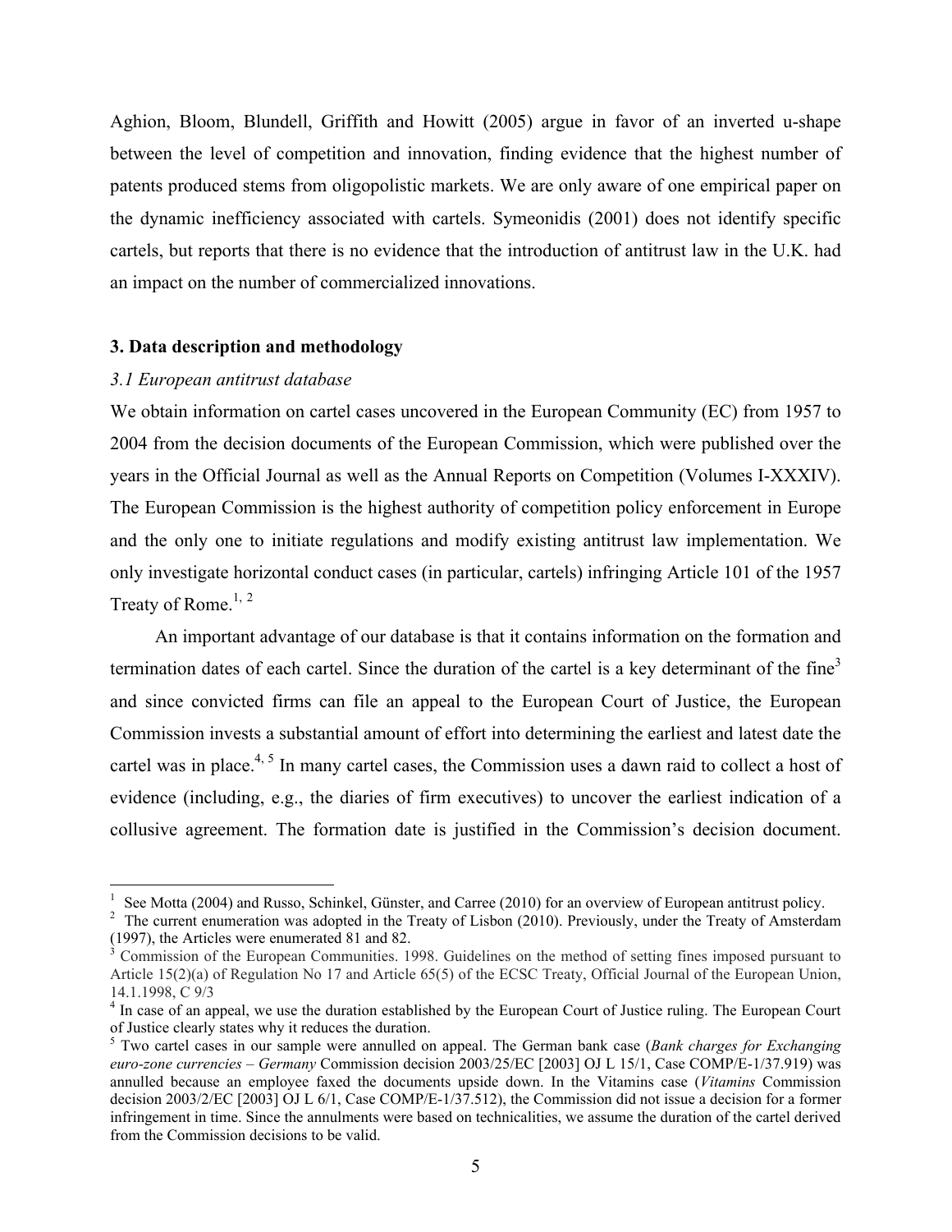Aghion, Bloom, Blundell, Griffith and Howitt (2005) argue in favor of an inverted u-shape between the level of competition and innovation, finding evidence that the highest number of patents produced stems from oligopolistic markets. We are only aware of one empirical paper on the dynamic inefficiency associated with cartels. Symeonidis (2001) does not identify specific cartels, but reports that there is no evidence that the introduction of antitrust law in the U.K. had an impact on the number of commercialized innovations.

## 3. Data description and methodology

### *3.1 European antitrust database*

We obtain information on cartel cases uncovered in the European Community (EC) from 1957 to 2004 from the decision documents of the European Commission, which were published over the years in the Official Journal as well as the Annual Reports on Competition (Volumes I-XXXIV). The European Commission is the highest authority of competition policy enforcement in Europe and the only one to initiate regulations and modify existing antitrust law implementation. We only investigate horizontal conduct cases (in particular, cartels) infringing Article 101 of the 1957 Treaty of Rome.[1, 2]

An important advantage of our database is that it contains information on the formation and termination dates of each cartel. Since the duration of the cartel is a key determinant of the fine[3] and since convicted firms can file an appeal to the European Court of Justice, the European Commission invests a substantial amount of effort into determining the earliest and latest date the cartel was in place.[4, 5] In many cartel cases, the Commission uses a dawn raid to collect a host of evidence (including, e.g., the diaries of firm executives) to uncover the earliest indication of a collusive agreement. The formation date is justified in the Commission's decision document.

---

[1] See Motta (2004) and Russo, Schinkel, Günster, and Carree (2010) for an overview of European antitrust policy.

[2] The current enumeration was adopted in the Treaty of Lisbon (2010). Previously, under the Treaty of Amsterdam (1997), the Articles were enumerated 81 and 82.

[3] Commission of the European Communities. 1998. Guidelines on the method of setting fines imposed pursuant to Article 15(2)(a) of Regulation No 17 and Article 65(5) of the ECSC Treaty, Official Journal of the European Union, 14.1.1998, C 9/3

[4] In case of an appeal, we use the duration established by the European Court of Justice ruling. The European Court of Justice clearly states why it reduces the duration.

[5] Two cartel cases in our sample were annulled on appeal. The German bank case (*Bank charges for Exchanging euro-zone currencies – Germany* Commission decision 2003/25/EC [2003] OJ L 15/1, Case COMP/E-1/37.919) was annulled because an employee faxed the documents upside down. In the Vitamins case (*Vitamins* Commission decision 2003/2/EC [2003] OJ L 6/1, Case COMP/E-1/37.512), the Commission did not issue a decision for a former infringement in time. Since the annulments were based on technicalities, we assume the duration of the cartel derived from the Commission decisions to be valid.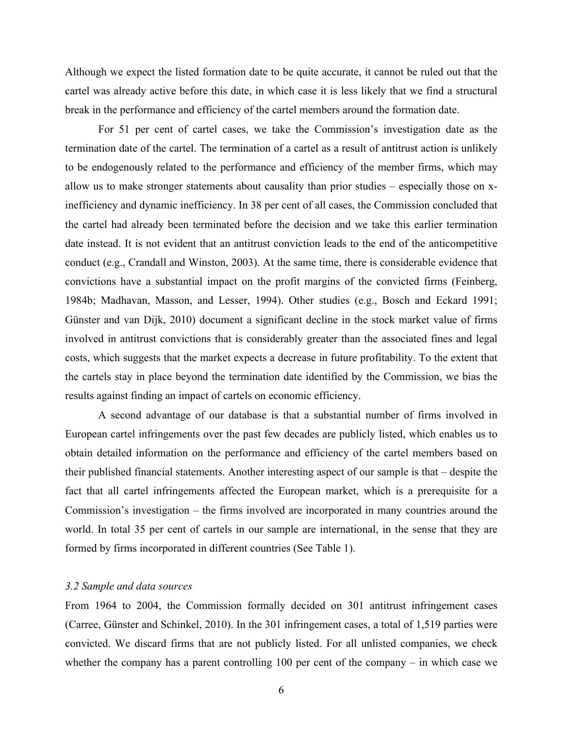Although we expect the listed formation date to be quite accurate, it cannot be ruled out that the cartel was already active before this date, in which case it is less likely that we find a structural break in the performance and efficiency of the cartel members around the formation date.

For 51 per cent of cartel cases, we take the Commission's investigation date as the termination date of the cartel. The termination of a cartel as a result of antitrust action is unlikely to be endogenously related to the performance and efficiency of the member firms, which may allow us to make stronger statements about causality than prior studies – especially those on x-inefficiency and dynamic inefficiency. In 38 per cent of all cases, the Commission concluded that the cartel had already been terminated before the decision and we take this earlier termination date instead. It is not evident that an antitrust conviction leads to the end of the anticompetitive conduct (e.g., Crandall and Winston, 2003). At the same time, there is considerable evidence that convictions have a substantial impact on the profit margins of the convicted firms (Feinberg, 1984b; Madhavan, Masson, and Lesser, 1994). Other studies (e.g., Bosch and Eckard 1991; Günster and van Dijk, 2010) document a significant decline in the stock market value of firms involved in antitrust convictions that is considerably greater than the associated fines and legal costs, which suggests that the market expects a decrease in future profitability. To the extent that the cartels stay in place beyond the termination date identified by the Commission, we bias the results against finding an impact of cartels on economic efficiency.

A second advantage of our database is that a substantial number of firms involved in European cartel infringements over the past few decades are publicly listed, which enables us to obtain detailed information on the performance and efficiency of the cartel members based on their published financial statements. Another interesting aspect of our sample is that – despite the fact that all cartel infringements affected the European market, which is a prerequisite for a Commission's investigation – the firms involved are incorporated in many countries around the world. In total 35 per cent of cartels in our sample are international, in the sense that they are formed by firms incorporated in different countries (See Table 1).

### *3.2 Sample and data sources*

From 1964 to 2004, the Commission formally decided on 301 antitrust infringement cases (Carree, Günster and Schinkel, 2010). In the 301 infringement cases, a total of 1,519 parties were convicted. We discard firms that are not publicly listed. For all unlisted companies, we check whether the company has a parent controlling 100 per cent of the company – in which case we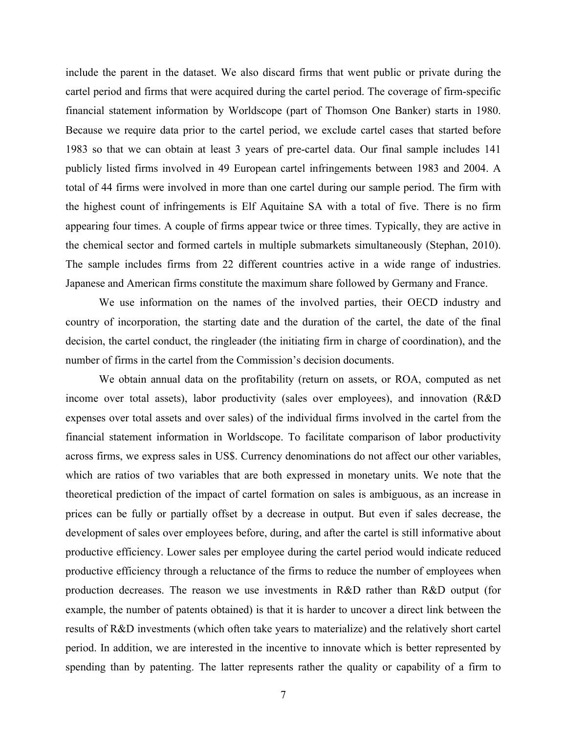include the parent in the dataset. We also discard firms that went public or private during the cartel period and firms that were acquired during the cartel period. The coverage of firm-specific financial statement information by Worldscope (part of Thomson One Banker) starts in 1980. Because we require data prior to the cartel period, we exclude cartel cases that started before 1983 so that we can obtain at least 3 years of pre-cartel data. Our final sample includes 141 publicly listed firms involved in 49 European cartel infringements between 1983 and 2004. A total of 44 firms were involved in more than one cartel during our sample period. The firm with the highest count of infringements is Elf Aquitaine SA with a total of five. There is no firm appearing four times. A couple of firms appear twice or three times. Typically, they are active in the chemical sector and formed cartels in multiple submarkets simultaneously (Stephan, 2010). The sample includes firms from 22 different countries active in a wide range of industries. Japanese and American firms constitute the maximum share followed by Germany and France.

We use information on the names of the involved parties, their OECD industry and country of incorporation, the starting date and the duration of the cartel, the date of the final decision, the cartel conduct, the ringleader (the initiating firm in charge of coordination), and the number of firms in the cartel from the Commission's decision documents.

We obtain annual data on the profitability (return on assets, or ROA, computed as net income over total assets), labor productivity (sales over employees), and innovation (R&D expenses over total assets and over sales) of the individual firms involved in the cartel from the financial statement information in Worldscope. To facilitate comparison of labor productivity across firms, we express sales in US$. Currency denominations do not affect our other variables, which are ratios of two variables that are both expressed in monetary units. We note that the theoretical prediction of the impact of cartel formation on sales is ambiguous, as an increase in prices can be fully or partially offset by a decrease in output. But even if sales decrease, the development of sales over employees before, during, and after the cartel is still informative about productive efficiency. Lower sales per employee during the cartel period would indicate reduced productive efficiency through a reluctance of the firms to reduce the number of employees when production decreases. The reason we use investments in R&D rather than R&D output (for example, the number of patents obtained) is that it is harder to uncover a direct link between the results of R&D investments (which often take years to materialize) and the relatively short cartel period. In addition, we are interested in the incentive to innovate which is better represented by spending than by patenting. The latter represents rather the quality or capability of a firm to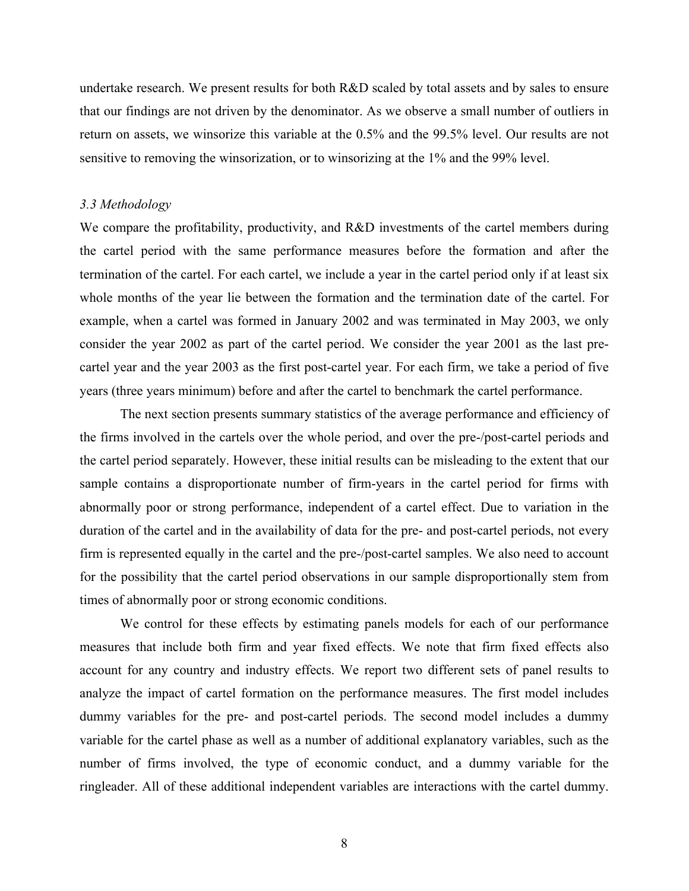undertake research. We present results for both R&D scaled by total assets and by sales to ensure that our findings are not driven by the denominator. As we observe a small number of outliers in return on assets, we winsorize this variable at the 0.5% and the 99.5% level. Our results are not sensitive to removing the winsorization, or to winsorizing at the 1% and the 99% level.

### *3.3 Methodology*

We compare the profitability, productivity, and R&D investments of the cartel members during the cartel period with the same performance measures before the formation and after the termination of the cartel. For each cartel, we include a year in the cartel period only if at least six whole months of the year lie between the formation and the termination date of the cartel. For example, when a cartel was formed in January 2002 and was terminated in May 2003, we only consider the year 2002 as part of the cartel period. We consider the year 2001 as the last pre-cartel year and the year 2003 as the first post-cartel year. For each firm, we take a period of five years (three years minimum) before and after the cartel to benchmark the cartel performance.

The next section presents summary statistics of the average performance and efficiency of the firms involved in the cartels over the whole period, and over the pre-/post-cartel periods and the cartel period separately. However, these initial results can be misleading to the extent that our sample contains a disproportionate number of firm-years in the cartel period for firms with abnormally poor or strong performance, independent of a cartel effect. Due to variation in the duration of the cartel and in the availability of data for the pre- and post-cartel periods, not every firm is represented equally in the cartel and the pre-/post-cartel samples. We also need to account for the possibility that the cartel period observations in our sample disproportionally stem from times of abnormally poor or strong economic conditions.

We control for these effects by estimating panels models for each of our performance measures that include both firm and year fixed effects. We note that firm fixed effects also account for any country and industry effects. We report two different sets of panel results to analyze the impact of cartel formation on the performance measures. The first model includes dummy variables for the pre- and post-cartel periods. The second model includes a dummy variable for the cartel phase as well as a number of additional explanatory variables, such as the number of firms involved, the type of economic conduct, and a dummy variable for the ringleader. All of these additional independent variables are interactions with the cartel dummy.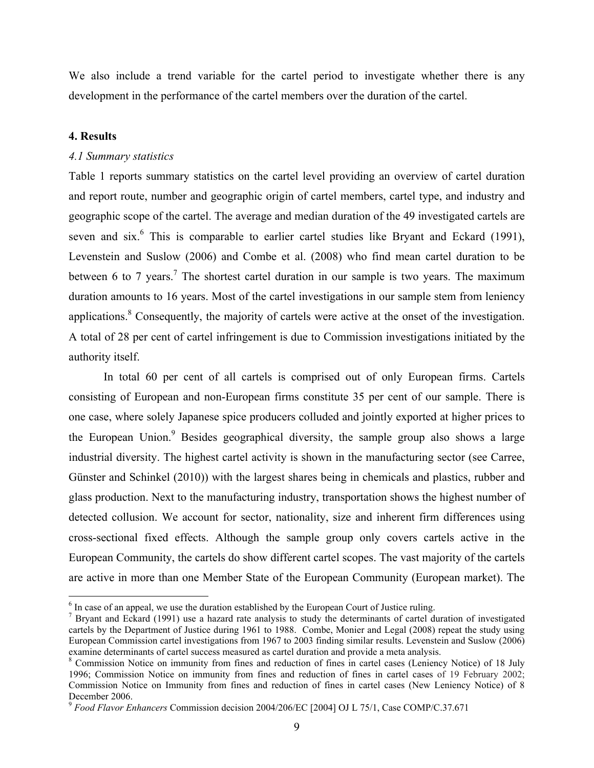We also include a trend variable for the cartel period to investigate whether there is any development in the performance of the cartel members over the duration of the cartel.

## 4. Results

### *4.1 Summary statistics*

Table 1 reports summary statistics on the cartel level providing an overview of cartel duration and report route, number and geographic origin of cartel members, cartel type, and industry and geographic scope of the cartel. The average and median duration of the 49 investigated cartels are seven and six.[6] This is comparable to earlier cartel studies like Bryant and Eckard (1991), Levenstein and Suslow (2006) and Combe et al. (2008) who find mean cartel duration to be between 6 to 7 years.[7] The shortest cartel duration in our sample is two years. The maximum duration amounts to 16 years. Most of the cartel investigations in our sample stem from leniency applications.[8] Consequently, the majority of cartels were active at the onset of the investigation. A total of 28 per cent of cartel infringement is due to Commission investigations initiated by the authority itself.

In total 60 per cent of all cartels is comprised out of only European firms. Cartels consisting of European and non-European firms constitute 35 per cent of our sample. There is one case, where solely Japanese spice producers colluded and jointly exported at higher prices to the European Union.[9] Besides geographical diversity, the sample group also shows a large industrial diversity. The highest cartel activity is shown in the manufacturing sector (see Carree, Günster and Schinkel (2010)) with the largest shares being in chemicals and plastics, rubber and glass production. Next to the manufacturing industry, transportation shows the highest number of detected collusion. We account for sector, nationality, size and inherent firm differences using cross-sectional fixed effects. Although the sample group only covers cartels active in the European Community, the cartels do show different cartel scopes. The vast majority of the cartels are active in more than one Member State of the European Community (European market). The

---

[6] In case of an appeal, we use the duration established by the European Court of Justice ruling.

[7] Bryant and Eckard (1991) use a hazard rate analysis to study the determinants of cartel duration of investigated cartels by the Department of Justice during 1961 to 1988. Combe, Monier and Legal (2008) repeat the study using European Commission cartel investigations from 1967 to 2003 finding similar results. Levenstein and Suslow (2006) examine determinants of cartel success measured as cartel duration and provide a meta analysis.

[8] Commission Notice on immunity from fines and reduction of fines in cartel cases (Leniency Notice) of 18 July 1996; Commission Notice on immunity from fines and reduction of fines in cartel cases of 19 February 2002; Commission Notice on Immunity from fines and reduction of fines in cartel cases (New Leniency Notice) of 8 December 2006.

[9] *Food Flavor Enhancers* Commission decision 2004/206/EC [2004] OJ L 75/1, Case COMP/C.37.671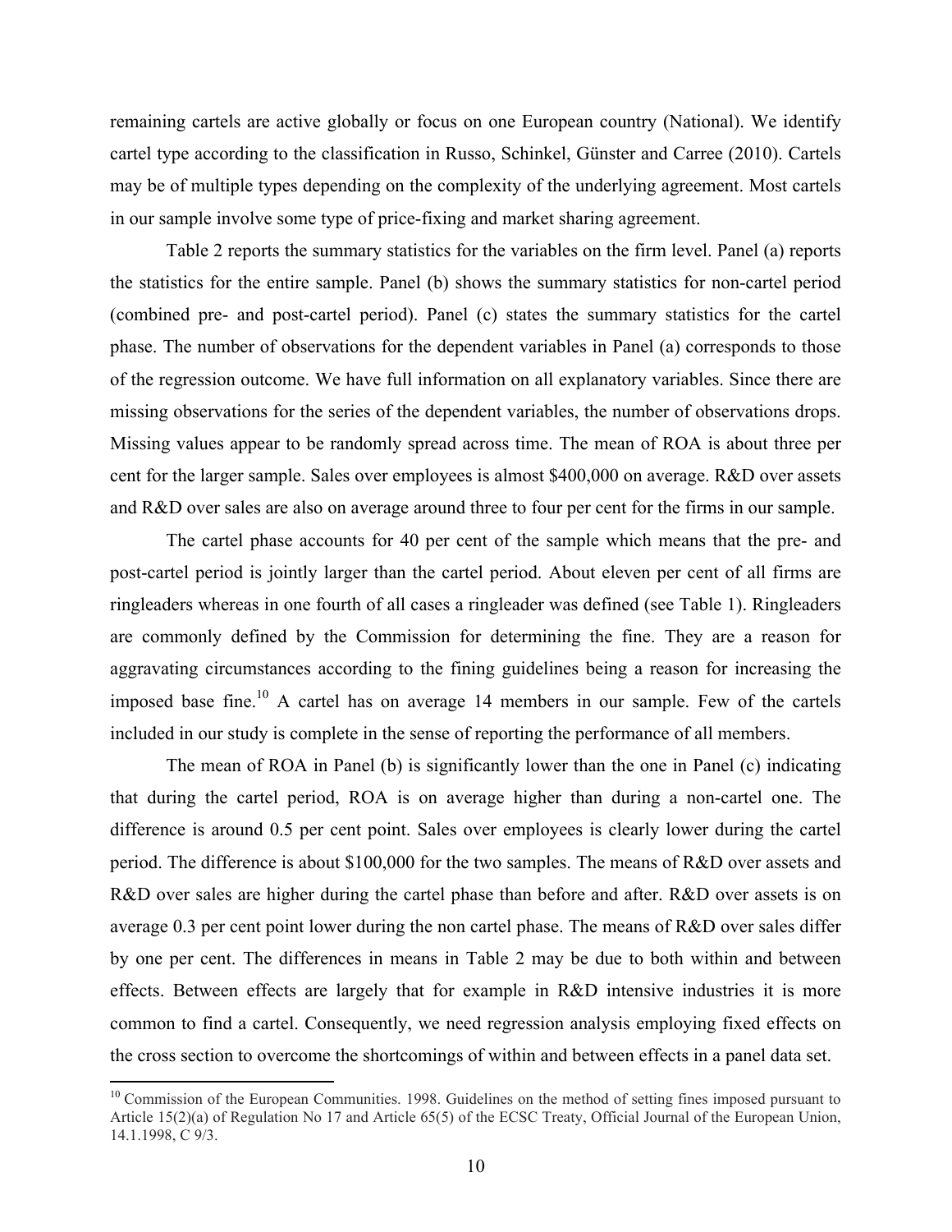remaining cartels are active globally or focus on one European country (National). We identify cartel type according to the classification in Russo, Schinkel, Günster and Carree (2010). Cartels may be of multiple types depending on the complexity of the underlying agreement. Most cartels in our sample involve some type of price-fixing and market sharing agreement.

Table 2 reports the summary statistics for the variables on the firm level. Panel (a) reports the statistics for the entire sample. Panel (b) shows the summary statistics for non-cartel period (combined pre- and post-cartel period). Panel (c) states the summary statistics for the cartel phase. The number of observations for the dependent variables in Panel (a) corresponds to those of the regression outcome. We have full information on all explanatory variables. Since there are missing observations for the series of the dependent variables, the number of observations drops. Missing values appear to be randomly spread across time. The mean of ROA is about three per cent for the larger sample. Sales over employees is almost $400,000 on average. R&D over assets and R&D over sales are also on average around three to four per cent for the firms in our sample.

The cartel phase accounts for 40 per cent of the sample which means that the pre- and post-cartel period is jointly larger than the cartel period. About eleven per cent of all firms are ringleaders whereas in one fourth of all cases a ringleader was defined (see Table 1). Ringleaders are commonly defined by the Commission for determining the fine. They are a reason for aggravating circumstances according to the fining guidelines being a reason for increasing the imposed base fine.[10] A cartel has on average 14 members in our sample. Few of the cartels included in our study is complete in the sense of reporting the performance of all members.

The mean of ROA in Panel (b) is significantly lower than the one in Panel (c) indicating that during the cartel period, ROA is on average higher than during a non-cartel one. The difference is around 0.5 per cent point. Sales over employees is clearly lower during the cartel period. The difference is about $100,000 for the two samples. The means of R&D over assets and R&D over sales are higher during the cartel phase than before and after. R&D over assets is on average 0.3 per cent point lower during the non cartel phase. The means of R&D over sales differ by one per cent. The differences in means in Table 2 may be due to both within and between effects. Between effects are largely that for example in R&D intensive industries it is more common to find a cartel. Consequently, we need regression analysis employing fixed effects on the cross section to overcome the shortcomings of within and between effects in a panel data set.

[10] Commission of the European Communities. 1998. Guidelines on the method of setting fines imposed pursuant to Article 15(2)(a) of Regulation No 17 and Article 65(5) of the ECSC Treaty, Official Journal of the European Union, 14.1.1998, C 9/3.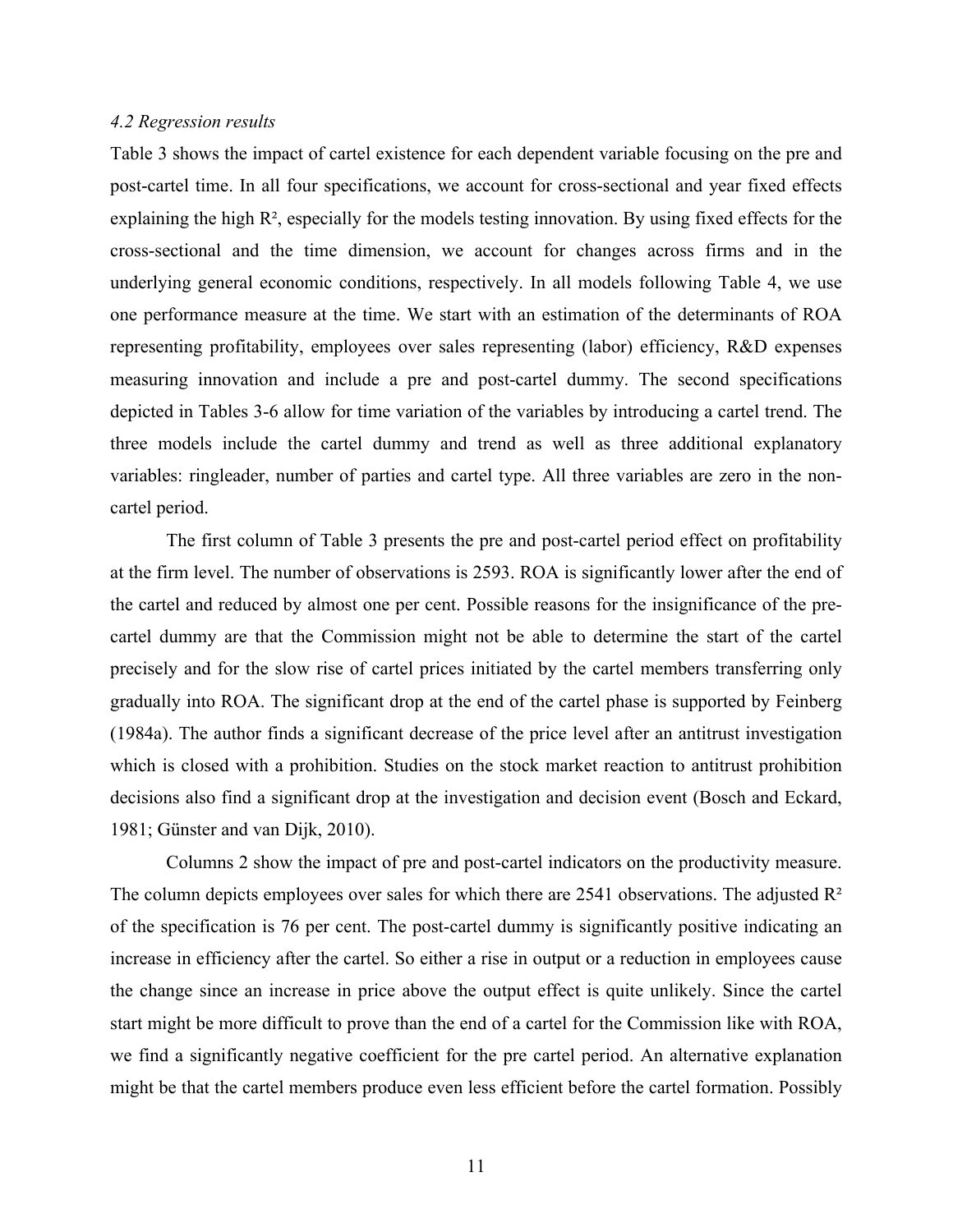*4.2 Regression results*

Table 3 shows the impact of cartel existence for each dependent variable focusing on the pre and post-cartel time. In all four specifications, we account for cross-sectional and year fixed effects explaining the high $R^2$, especially for the models testing innovation. By using fixed effects for the cross-sectional and the time dimension, we account for changes across firms and in the underlying general economic conditions, respectively. In all models following Table 4, we use one performance measure at the time. We start with an estimation of the determinants of ROA representing profitability, employees over sales representing (labor) efficiency, R&D expenses measuring innovation and include a pre and post-cartel dummy. The second specifications depicted in Tables 3-6 allow for time variation of the variables by introducing a cartel trend. The three models include the cartel dummy and trend as well as three additional explanatory variables: ringleader, number of parties and cartel type. All three variables are zero in the non-cartel period.

The first column of Table 3 presents the pre and post-cartel period effect on profitability at the firm level. The number of observations is 2593. ROA is significantly lower after the end of the cartel and reduced by almost one per cent. Possible reasons for the insignificance of the pre-cartel dummy are that the Commission might not be able to determine the start of the cartel precisely and for the slow rise of cartel prices initiated by the cartel members transferring only gradually into ROA. The significant drop at the end of the cartel phase is supported by Feinberg (1984a). The author finds a significant decrease of the price level after an antitrust investigation which is closed with a prohibition. Studies on the stock market reaction to antitrust prohibition decisions also find a significant drop at the investigation and decision event (Bosch and Eckard, 1981; Günster and van Dijk, 2010).

Columns 2 show the impact of pre and post-cartel indicators on the productivity measure. The column depicts employees over sales for which there are 2541 observations. The adjusted $R^2$ of the specification is 76 per cent. The post-cartel dummy is significantly positive indicating an increase in efficiency after the cartel. So either a rise in output or a reduction in employees cause the change since an increase in price above the output effect is quite unlikely. Since the cartel start might be more difficult to prove than the end of a cartel for the Commission like with ROA, we find a significantly negative coefficient for the pre cartel period. An alternative explanation might be that the cartel members produce even less efficient before the cartel formation. Possibly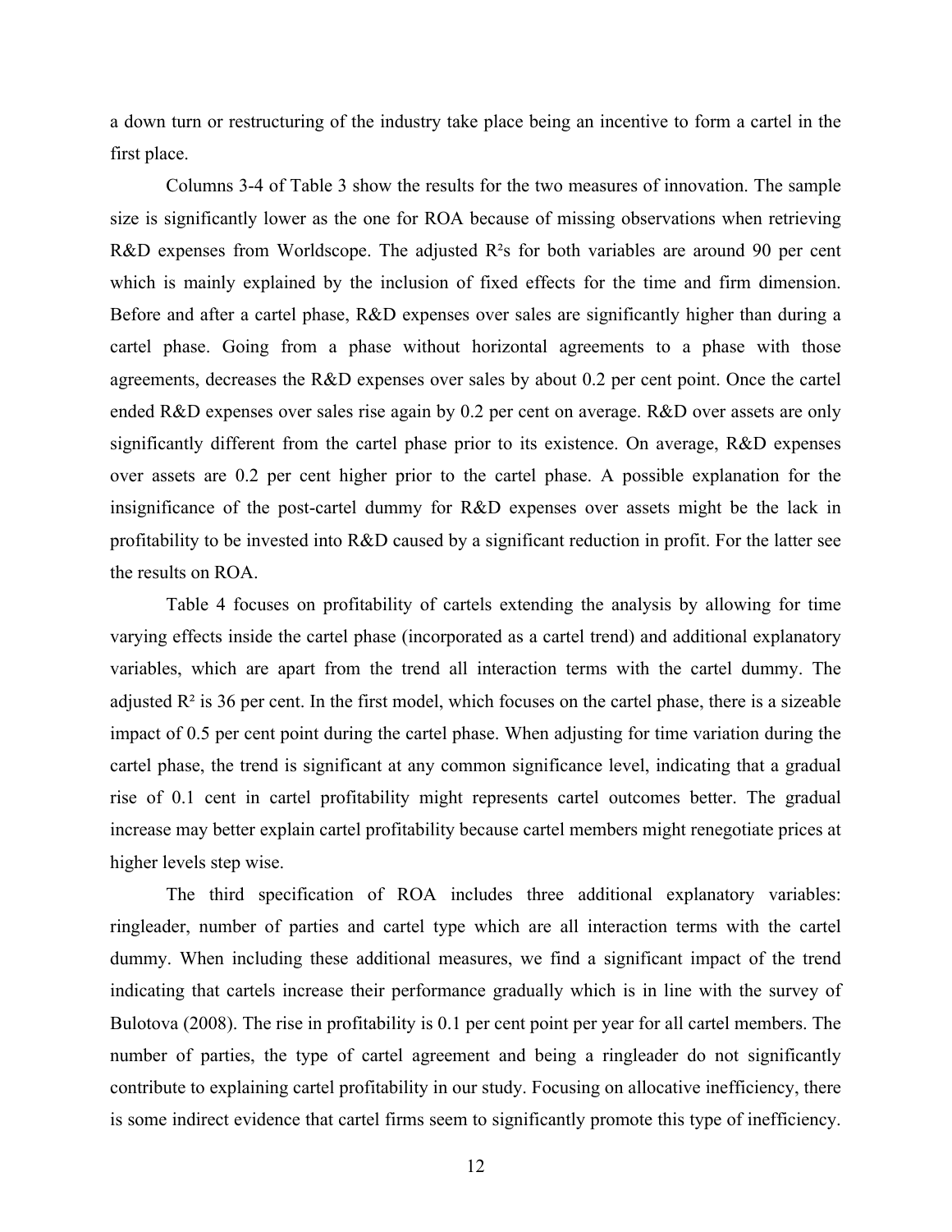a down turn or restructuring of the industry take place being an incentive to form a cartel in the first place.

Columns 3-4 of Table 3 show the results for the two measures of innovation. The sample size is significantly lower as the one for ROA because of missing observations when retrieving R&D expenses from Worldscope. The adjusted $R^2$s for both variables are around 90 per cent which is mainly explained by the inclusion of fixed effects for the time and firm dimension. Before and after a cartel phase, R&D expenses over sales are significantly higher than during a cartel phase. Going from a phase without horizontal agreements to a phase with those agreements, decreases the R&D expenses over sales by about 0.2 per cent point. Once the cartel ended R&D expenses over sales rise again by 0.2 per cent on average. R&D over assets are only significantly different from the cartel phase prior to its existence. On average, R&D expenses over assets are 0.2 per cent higher prior to the cartel phase. A possible explanation for the insignificance of the post-cartel dummy for R&D expenses over assets might be the lack in profitability to be invested into R&D caused by a significant reduction in profit. For the latter see the results on ROA.

Table 4 focuses on profitability of cartels extending the analysis by allowing for time varying effects inside the cartel phase (incorporated as a cartel trend) and additional explanatory variables, which are apart from the trend all interaction terms with the cartel dummy. The adjusted $R^2$ is 36 per cent. In the first model, which focuses on the cartel phase, there is a sizeable impact of 0.5 per cent point during the cartel phase. When adjusting for time variation during the cartel phase, the trend is significant at any common significance level, indicating that a gradual rise of 0.1 cent in cartel profitability might represents cartel outcomes better. The gradual increase may better explain cartel profitability because cartel members might renegotiate prices at higher levels step wise.

The third specification of ROA includes three additional explanatory variables: ringleader, number of parties and cartel type which are all interaction terms with the cartel dummy. When including these additional measures, we find a significant impact of the trend indicating that cartels increase their performance gradually which is in line with the survey of Bulotova (2008). The rise in profitability is 0.1 per cent point per year for all cartel members. The number of parties, the type of cartel agreement and being a ringleader do not significantly contribute to explaining cartel profitability in our study. Focusing on allocative inefficiency, there is some indirect evidence that cartel firms seem to significantly promote this type of inefficiency.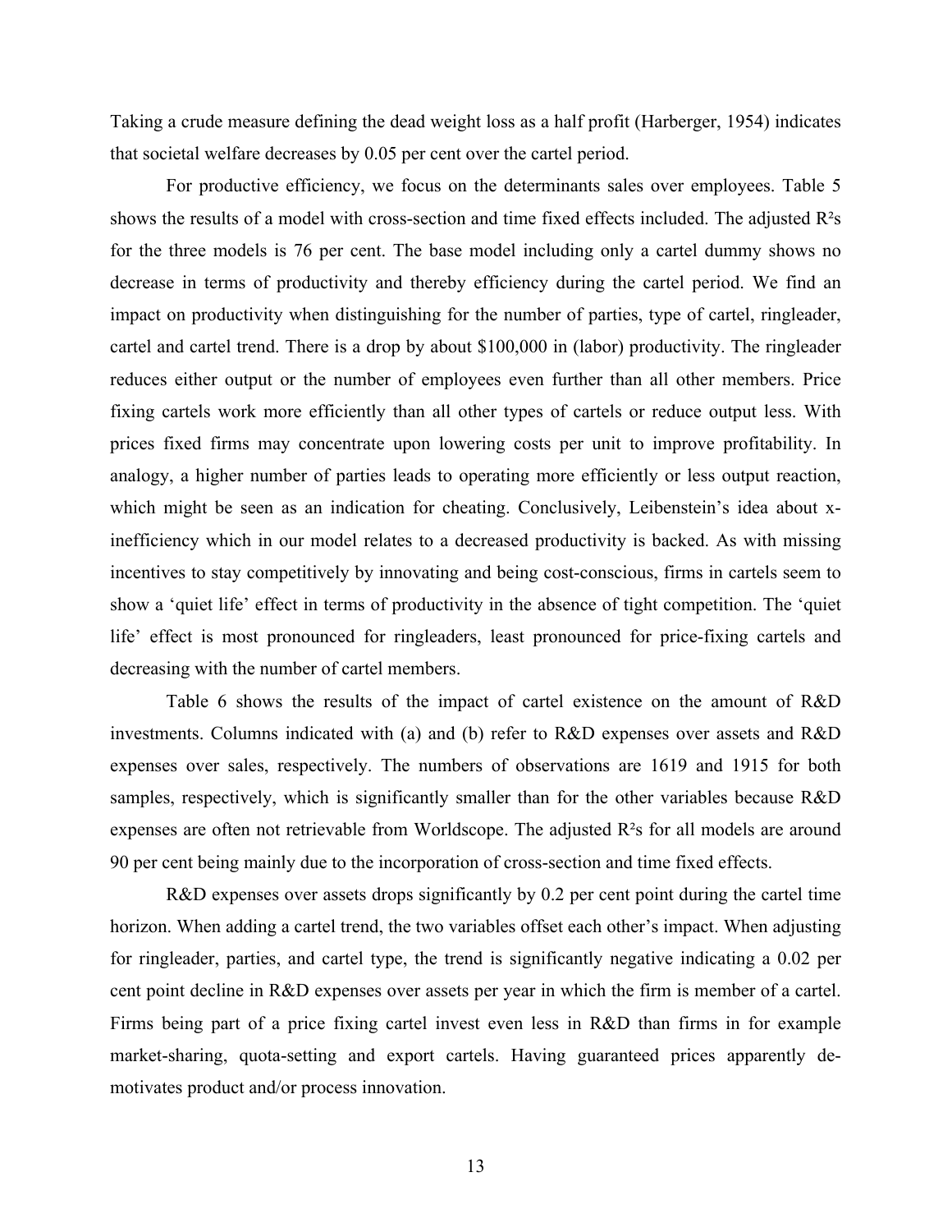Taking a crude measure defining the dead weight loss as a half profit (Harberger, 1954) indicates that societal welfare decreases by 0.05 per cent over the cartel period.

For productive efficiency, we focus on the determinants sales over employees. Table 5 shows the results of a model with cross-section and time fixed effects included. The adjusted $R^2$s for the three models is 76 per cent. The base model including only a cartel dummy shows no decrease in terms of productivity and thereby efficiency during the cartel period. We find an impact on productivity when distinguishing for the number of parties, type of cartel, ringleader, cartel and cartel trend. There is a drop by about $100,000 in (labor) productivity. The ringleader reduces either output or the number of employees even further than all other members. Price fixing cartels work more efficiently than all other types of cartels or reduce output less. With prices fixed firms may concentrate upon lowering costs per unit to improve profitability. In analogy, a higher number of parties leads to operating more efficiently or less output reaction, which might be seen as an indication for cheating. Conclusively, Leibenstein's idea about x-inefficiency which in our model relates to a decreased productivity is backed. As with missing incentives to stay competitively by innovating and being cost-conscious, firms in cartels seem to show a 'quiet life' effect in terms of productivity in the absence of tight competition. The 'quiet life' effect is most pronounced for ringleaders, least pronounced for price-fixing cartels and decreasing with the number of cartel members.

Table 6 shows the results of the impact of cartel existence on the amount of R&D investments. Columns indicated with (a) and (b) refer to R&D expenses over assets and R&D expenses over sales, respectively. The numbers of observations are 1619 and 1915 for both samples, respectively, which is significantly smaller than for the other variables because R&D expenses are often not retrievable from Worldscope. The adjusted $R^2$s for all models are around 90 per cent being mainly due to the incorporation of cross-section and time fixed effects.

R&D expenses over assets drops significantly by 0.2 per cent point during the cartel time horizon. When adding a cartel trend, the two variables offset each other's impact. When adjusting for ringleader, parties, and cartel type, the trend is significantly negative indicating a 0.02 per cent point decline in R&D expenses over assets per year in which the firm is member of a cartel. Firms being part of a price fixing cartel invest even less in R&D than firms in for example market-sharing, quota-setting and export cartels. Having guaranteed prices apparently de-motivates product and/or process innovation.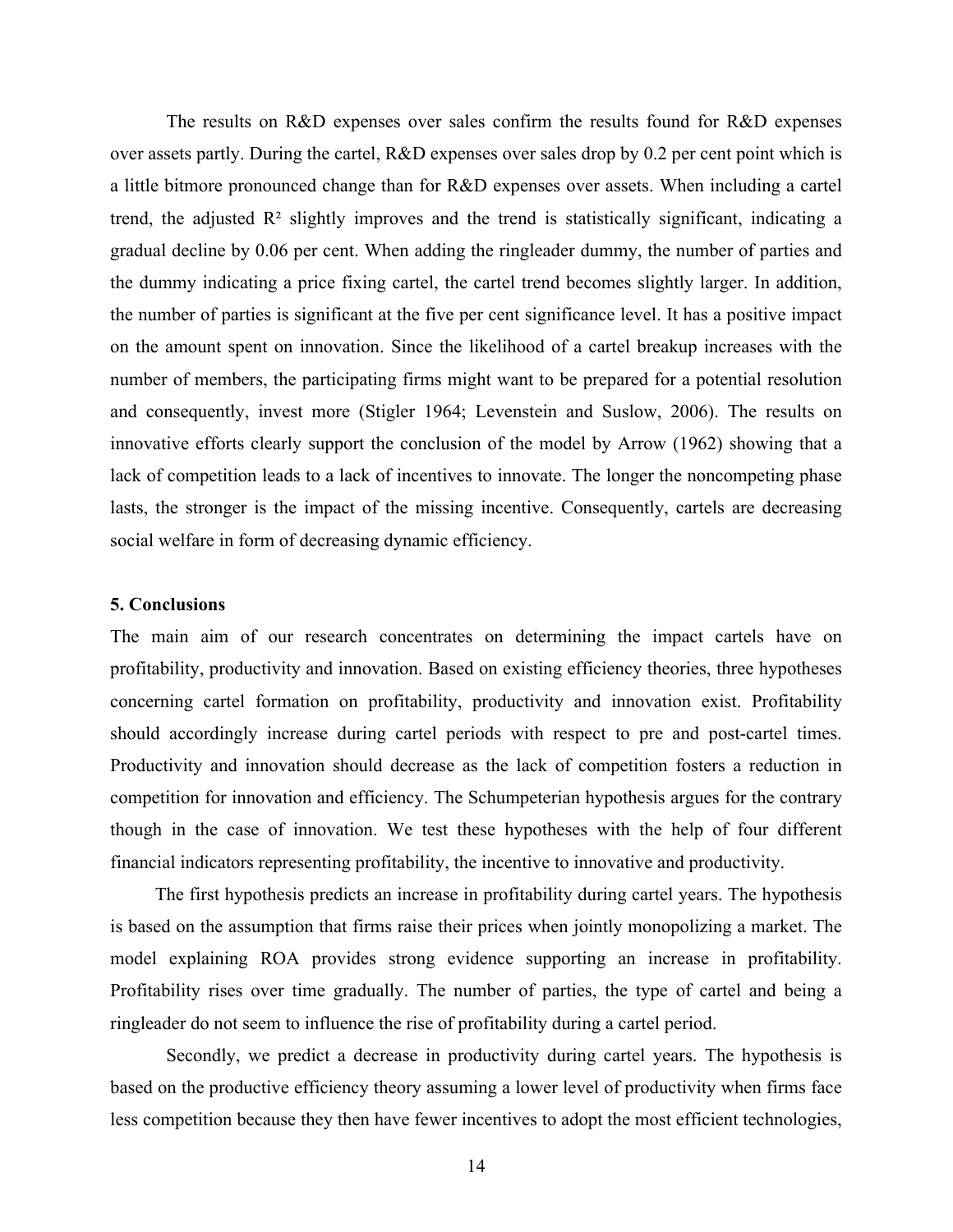The results on R&D expenses over sales confirm the results found for R&D expenses over assets partly. During the cartel, R&D expenses over sales drop by 0.2 per cent point which is a little bitmore pronounced change than for R&D expenses over assets. When including a cartel trend, the adjusted $R^2$ slightly improves and the trend is statistically significant, indicating a gradual decline by 0.06 per cent. When adding the ringleader dummy, the number of parties and the dummy indicating a price fixing cartel, the cartel trend becomes slightly larger. In addition, the number of parties is significant at the five per cent significance level. It has a positive impact on the amount spent on innovation. Since the likelihood of a cartel breakup increases with the number of members, the participating firms might want to be prepared for a potential resolution and consequently, invest more (Stigler 1964; Levenstein and Suslow, 2006). The results on innovative efforts clearly support the conclusion of the model by Arrow (1962) showing that a lack of competition leads to a lack of incentives to innovate. The longer the noncompeting phase lasts, the stronger is the impact of the missing incentive. Consequently, cartels are decreasing social welfare in form of decreasing dynamic efficiency.

## 5. Conclusions

The main aim of our research concentrates on determining the impact cartels have on profitability, productivity and innovation. Based on existing efficiency theories, three hypotheses concerning cartel formation on profitability, productivity and innovation exist. Profitability should accordingly increase during cartel periods with respect to pre and post-cartel times. Productivity and innovation should decrease as the lack of competition fosters a reduction in competition for innovation and efficiency. The Schumpeterian hypothesis argues for the contrary though in the case of innovation. We test these hypotheses with the help of four different financial indicators representing profitability, the incentive to innovative and productivity.

The first hypothesis predicts an increase in profitability during cartel years. The hypothesis is based on the assumption that firms raise their prices when jointly monopolizing a market. The model explaining ROA provides strong evidence supporting an increase in profitability. Profitability rises over time gradually. The number of parties, the type of cartel and being a ringleader do not seem to influence the rise of profitability during a cartel period.

Secondly, we predict a decrease in productivity during cartel years. The hypothesis is based on the productive efficiency theory assuming a lower level of productivity when firms face less competition because they then have fewer incentives to adopt the most efficient technologies,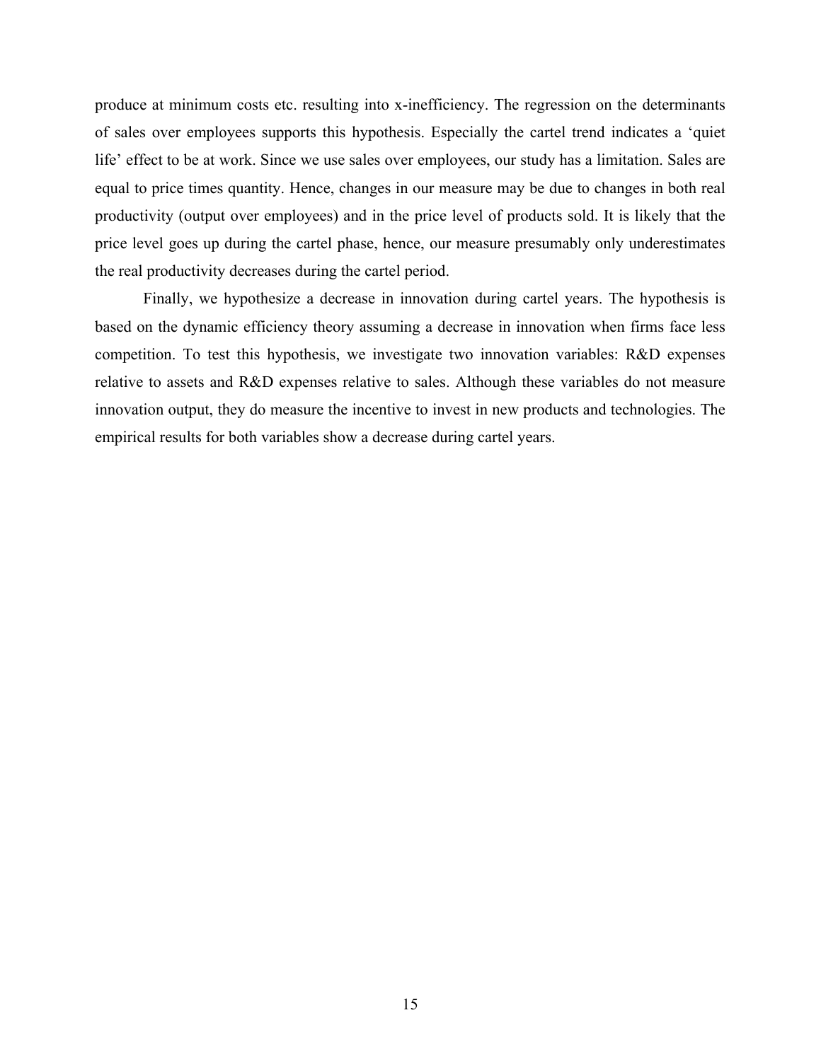produce at minimum costs etc. resulting into x-inefficiency. The regression on the determinants of sales over employees supports this hypothesis. Especially the cartel trend indicates a 'quiet life' effect to be at work. Since we use sales over employees, our study has a limitation. Sales are equal to price times quantity. Hence, changes in our measure may be due to changes in both real productivity (output over employees) and in the price level of products sold. It is likely that the price level goes up during the cartel phase, hence, our measure presumably only underestimates the real productivity decreases during the cartel period.

Finally, we hypothesize a decrease in innovation during cartel years. The hypothesis is based on the dynamic efficiency theory assuming a decrease in innovation when firms face less competition. To test this hypothesis, we investigate two innovation variables: R&D expenses relative to assets and R&D expenses relative to sales. Although these variables do not measure innovation output, they do measure the incentive to invest in new products and technologies. The empirical results for both variables show a decrease during cartel years.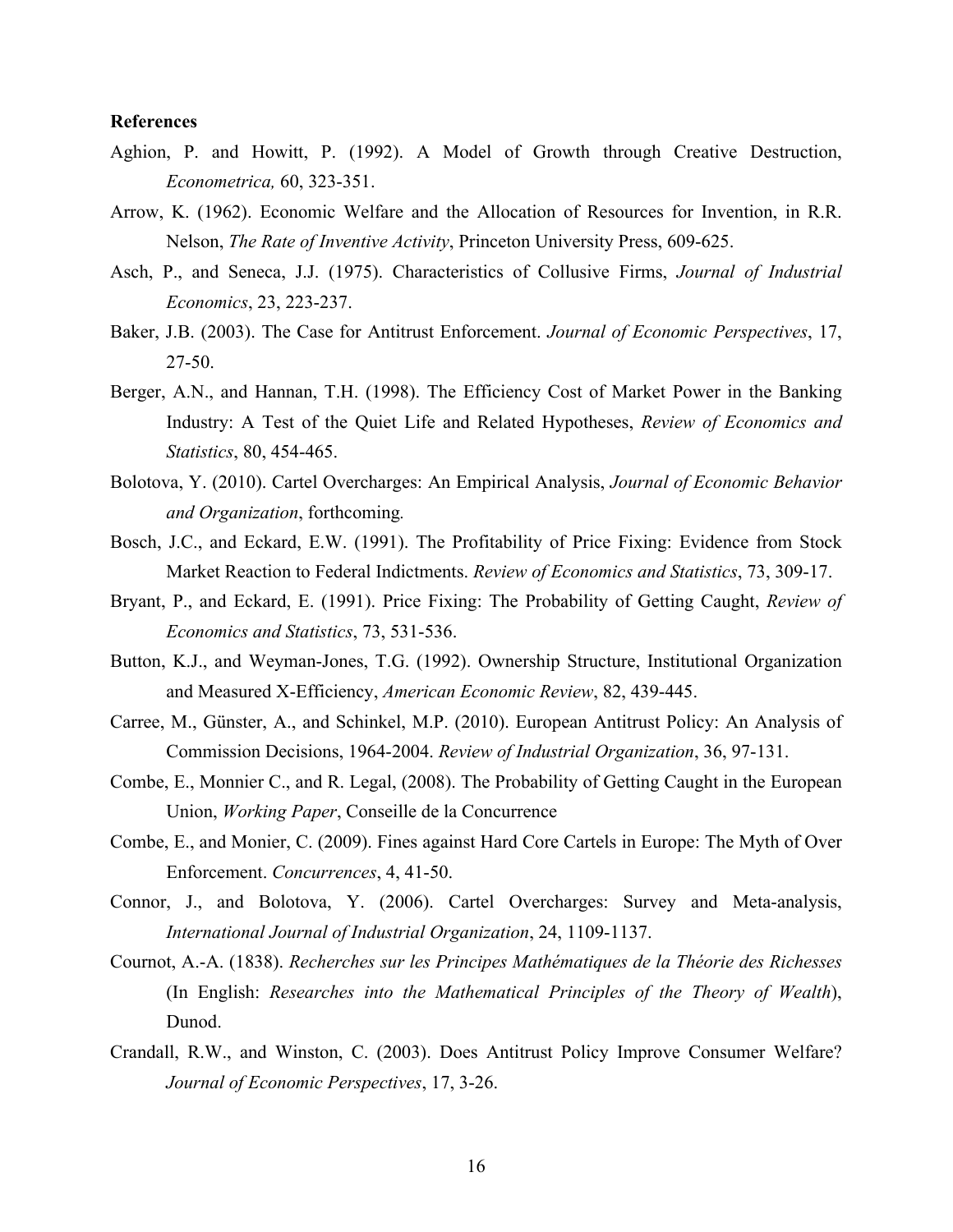**References**

Aghion, P. and Howitt, P. (1992). A Model of Growth through Creative Destruction, *Econometrica,* 60, 323-351.

Arrow, K. (1962). Economic Welfare and the Allocation of Resources for Invention, in R.R. Nelson, *The Rate of Inventive Activity*, Princeton University Press, 609-625.

Asch, P., and Seneca, J.J. (1975). Characteristics of Collusive Firms, *Journal of Industrial Economics*, 23, 223-237.

Baker, J.B. (2003). The Case for Antitrust Enforcement. *Journal of Economic Perspectives*, 17, 27-50.

Berger, A.N., and Hannan, T.H. (1998). The Efficiency Cost of Market Power in the Banking Industry: A Test of the Quiet Life and Related Hypotheses, *Review of Economics and Statistics*, 80, 454-465.

Bolotova, Y. (2010). Cartel Overcharges: An Empirical Analysis, *Journal of Economic Behavior and Organization*, forthcoming.

Bosch, J.C., and Eckard, E.W. (1991). The Profitability of Price Fixing: Evidence from Stock Market Reaction to Federal Indictments. *Review of Economics and Statistics*, 73, 309-17.

Bryant, P., and Eckard, E. (1991). Price Fixing: The Probability of Getting Caught, *Review of Economics and Statistics*, 73, 531-536.

Button, K.J., and Weyman-Jones, T.G. (1992). Ownership Structure, Institutional Organization and Measured X-Efficiency, *American Economic Review*, 82, 439-445.

Carree, M., Günster, A., and Schinkel, M.P. (2010). European Antitrust Policy: An Analysis of Commission Decisions, 1964-2004. *Review of Industrial Organization*, 36, 97-131.

Combe, E., Monnier C., and R. Legal, (2008). The Probability of Getting Caught in the European Union, *Working Paper*, Conseille de la Concurrence

Combe, E., and Monier, C. (2009). Fines against Hard Core Cartels in Europe: The Myth of Over Enforcement. *Concurrences*, 4, 41-50.

Connor, J., and Bolotova, Y. (2006). Cartel Overcharges: Survey and Meta-analysis, *International Journal of Industrial Organization*, 24, 1109-1137.

Cournot, A.-A. (1838). *Recherches sur les Principes Mathématiques de la Théorie des Richesses* (In English: *Researches into the Mathematical Principles of the Theory of Wealth*), Dunod.

Crandall, R.W., and Winston, C. (2003). Does Antitrust Policy Improve Consumer Welfare? *Journal of Economic Perspectives*, 17, 3-26.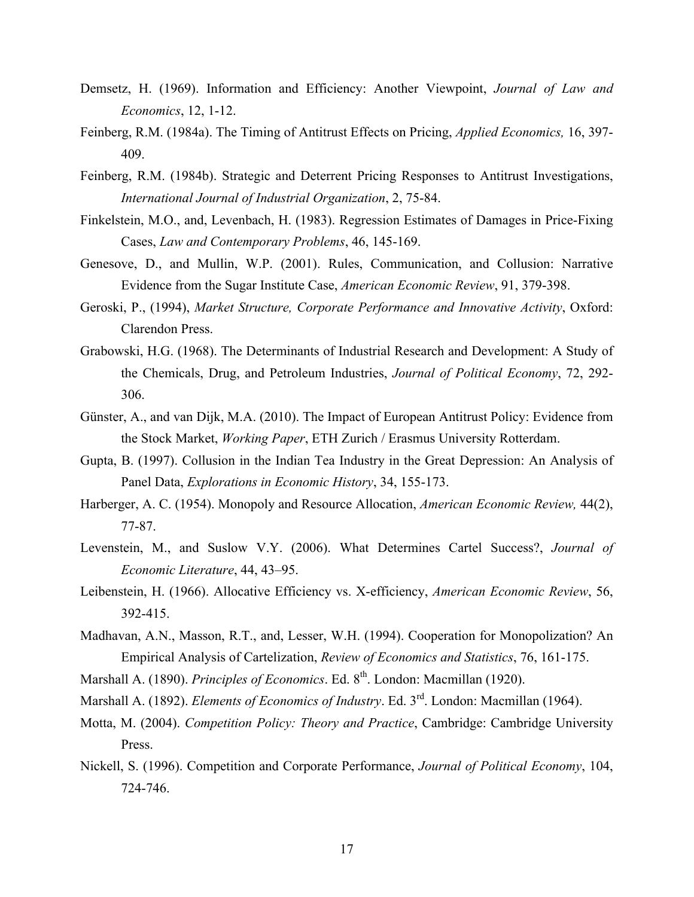Demsetz, H. (1969). Information and Efficiency: Another Viewpoint, *Journal of Law and Economics*, 12, 1-12.

Feinberg, R.M. (1984a). The Timing of Antitrust Effects on Pricing, *Applied Economics,* 16, 397-409.

Feinberg, R.M. (1984b). Strategic and Deterrent Pricing Responses to Antitrust Investigations, *International Journal of Industrial Organization*, 2, 75-84.

Finkelstein, M.O., and, Levenbach, H. (1983). Regression Estimates of Damages in Price-Fixing Cases, *Law and Contemporary Problems*, 46, 145-169.

Genesove, D., and Mullin, W.P. (2001). Rules, Communication, and Collusion: Narrative Evidence from the Sugar Institute Case, *American Economic Review*, 91, 379-398.

Geroski, P., (1994), *Market Structure, Corporate Performance and Innovative Activity*, Oxford: Clarendon Press.

Grabowski, H.G. (1968). The Determinants of Industrial Research and Development: A Study of the Chemicals, Drug, and Petroleum Industries, *Journal of Political Economy*, 72, 292-306.

Günster, A., and van Dijk, M.A. (2010). The Impact of European Antitrust Policy: Evidence from the Stock Market, *Working Paper*, ETH Zurich / Erasmus University Rotterdam.

Gupta, B. (1997). Collusion in the Indian Tea Industry in the Great Depression: An Analysis of Panel Data, *Explorations in Economic History*, 34, 155-173.

Harberger, A. C. (1954). Monopoly and Resource Allocation, *American Economic Review,* 44(2), 77-87.

Levenstein, M., and Suslow V.Y. (2006). What Determines Cartel Success?, *Journal of Economic Literature*, 44, 43–95.

Leibenstein, H. (1966). Allocative Efficiency vs. X-efficiency, *American Economic Review*, 56, 392-415.

Madhavan, A.N., Masson, R.T., and, Lesser, W.H. (1994). Cooperation for Monopolization? An Empirical Analysis of Cartelization, *Review of Economics and Statistics*, 76, 161-175.

Marshall A. (1890). *Principles of Economics*. Ed. 8th. London: Macmillan (1920).

Marshall A. (1892). *Elements of Economics of Industry*. Ed. 3rd. London: Macmillan (1964).

Motta, M. (2004). *Competition Policy: Theory and Practice*, Cambridge: Cambridge University Press.

Nickell, S. (1996). Competition and Corporate Performance, *Journal of Political Economy*, 104, 724-746.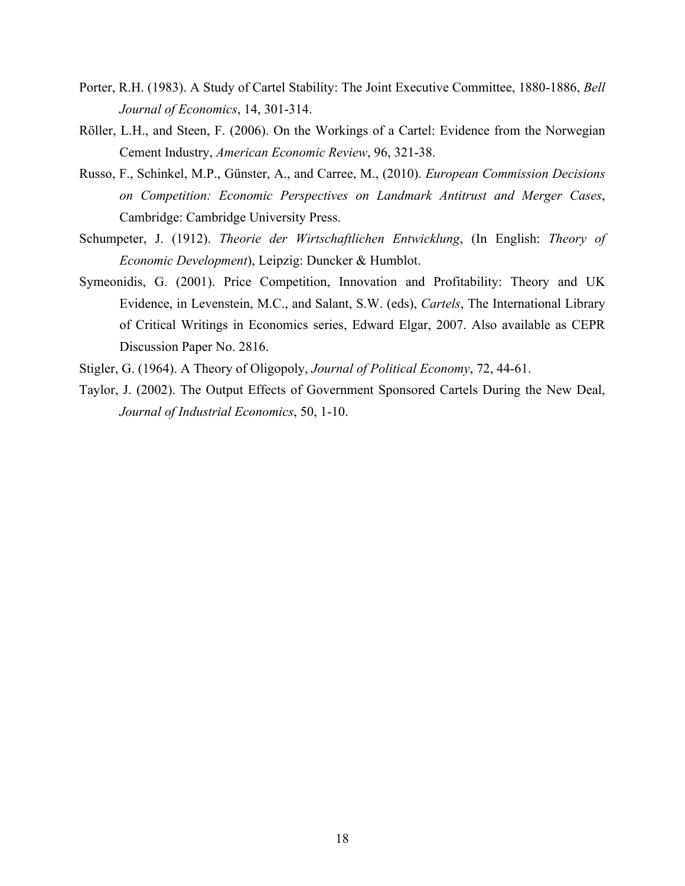Porter, R.H. (1983). A Study of Cartel Stability: The Joint Executive Committee, 1880-1886, *Bell Journal of Economics*, 14, 301-314.

Röller, L.H., and Steen, F. (2006). On the Workings of a Cartel: Evidence from the Norwegian Cement Industry, *American Economic Review*, 96, 321-38.

Russo, F., Schinkel, M.P., Günster, A., and Carree, M., (2010). *European Commission Decisions on Competition: Economic Perspectives on Landmark Antitrust and Merger Cases*, Cambridge: Cambridge University Press.

Schumpeter, J. (1912). *Theorie der Wirtschaftlichen Entwicklung*, (In English: *Theory of Economic Development*), Leipzig: Duncker & Humblot.

Symeonidis, G. (2001). Price Competition, Innovation and Profitability: Theory and UK Evidence, in Levenstein, M.C., and Salant, S.W. (eds), *Cartels*, The International Library of Critical Writings in Economics series, Edward Elgar, 2007. Also available as CEPR Discussion Paper No. 2816.

Stigler, G. (1964). A Theory of Oligopoly, *Journal of Political Economy*, 72, 44-61.

Taylor, J. (2002). The Output Effects of Government Sponsored Cartels During the New Deal, *Journal of Industrial Economics*, 50, 1-10.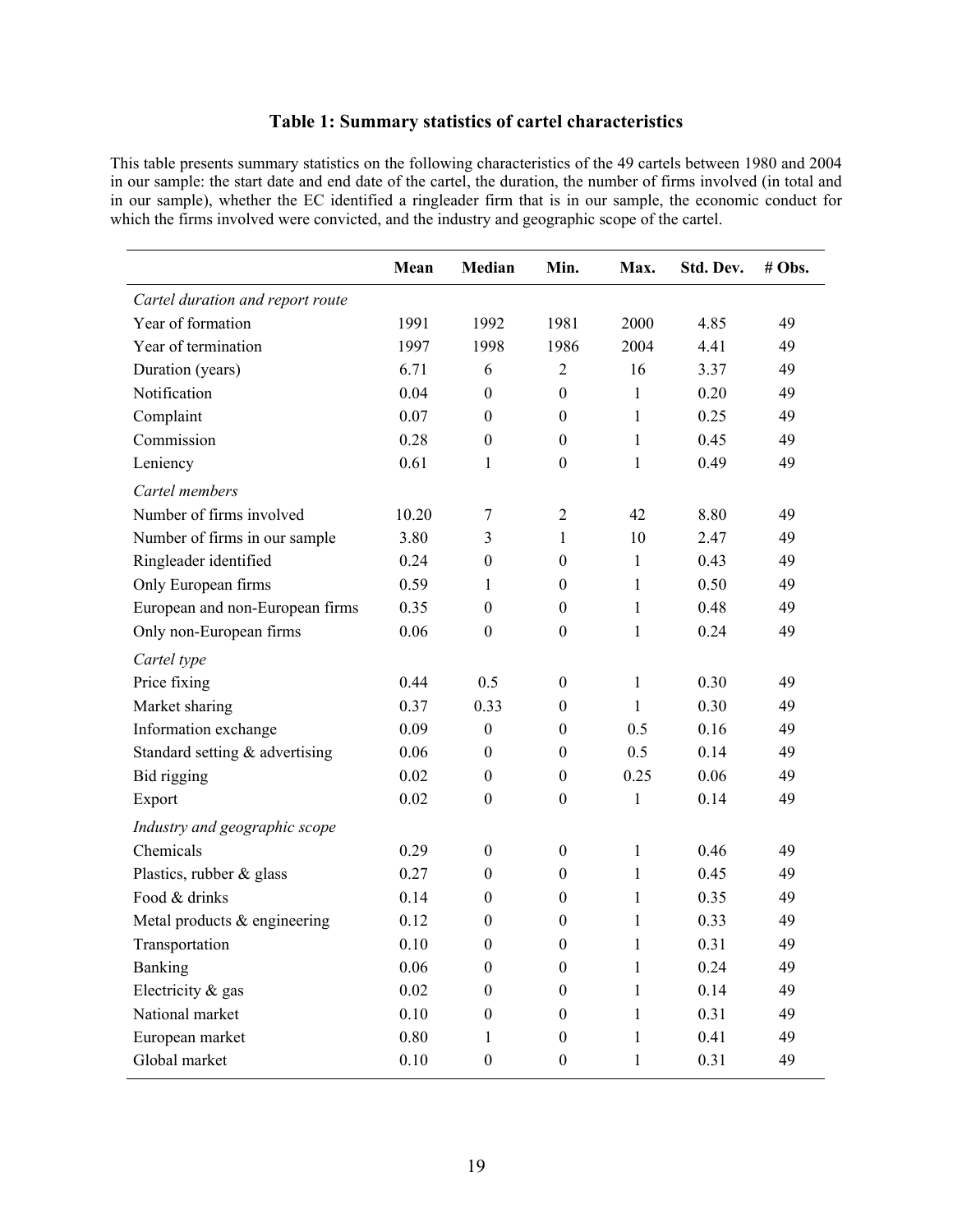## Table 1: Summary statistics of cartel characteristics

This table presents summary statistics on the following characteristics of the 49 cartels between 1980 and 2004 in our sample: the start date and end date of the cartel, the duration, the number of firms involved (in total and in our sample), whether the EC identified a ringleader firm that is in our sample, the economic conduct for which the firms involved were convicted, and the industry and geographic scope of the cartel.

| | Mean | Median | Min. | Max. | Std. Dev. | # Obs. |
|---|---|---|---|---|---|---|
| *Cartel duration and report route* | | | | | | |
| Year of formation | 1991 | 1992 | 1981 | 2000 | 4.85 | 49 |
| Year of termination | 1997 | 1998 | 1986 | 2004 | 4.41 | 49 |
| Duration (years) | 6.71 | 6 | 2 | 16 | 3.37 | 49 |
| Notification | 0.04 | 0 | 0 | 1 | 0.20 | 49 |
| Complaint | 0.07 | 0 | 0 | 1 | 0.25 | 49 |
| Commission | 0.28 | 0 | 0 | 1 | 0.45 | 49 |
| Leniency | 0.61 | 1 | 0 | 1 | 0.49 | 49 |
| *Cartel members* | | | | | | |
| Number of firms involved | 10.20 | 7 | 2 | 42 | 8.80 | 49 |
| Number of firms in our sample | 3.80 | 3 | 1 | 10 | 2.47 | 49 |
| Ringleader identified | 0.24 | 0 | 0 | 1 | 0.43 | 49 |
| Only European firms | 0.59 | 1 | 0 | 1 | 0.50 | 49 |
| European and non-European firms | 0.35 | 0 | 0 | 1 | 0.48 | 49 |
| Only non-European firms | 0.06 | 0 | 0 | 1 | 0.24 | 49 |
| *Cartel type* | | | | | | |
| Price fixing | 0.44 | 0.5 | 0 | 1 | 0.30 | 49 |
| Market sharing | 0.37 | 0.33 | 0 | 1 | 0.30 | 49 |
| Information exchange | 0.09 | 0 | 0 | 0.5 | 0.16 | 49 |
| Standard setting & advertising | 0.06 | 0 | 0 | 0.5 | 0.14 | 49 |
| Bid rigging | 0.02 | 0 | 0 | 0.25 | 0.06 | 49 |
| Export | 0.02 | 0 | 0 | 1 | 0.14 | 49 |
| *Industry and geographic scope* | | | | | | |
| Chemicals | 0.29 | 0 | 0 | 1 | 0.46 | 49 |
| Plastics, rubber & glass | 0.27 | 0 | 0 | 1 | 0.45 | 49 |
| Food & drinks | 0.14 | 0 | 0 | 1 | 0.35 | 49 |
| Metal products & engineering | 0.12 | 0 | 0 | 1 | 0.33 | 49 |
| Transportation | 0.10 | 0 | 0 | 1 | 0.31 | 49 |
| Banking | 0.06 | 0 | 0 | 1 | 0.24 | 49 |
| Electricity & gas | 0.02 | 0 | 0 | 1 | 0.14 | 49 |
| National market | 0.10 | 0 | 0 | 1 | 0.31 | 49 |
| European market | 0.80 | 1 | 0 | 1 | 0.41 | 49 |
| Global market | 0.10 | 0 | 0 | 1 | 0.31 | 49 |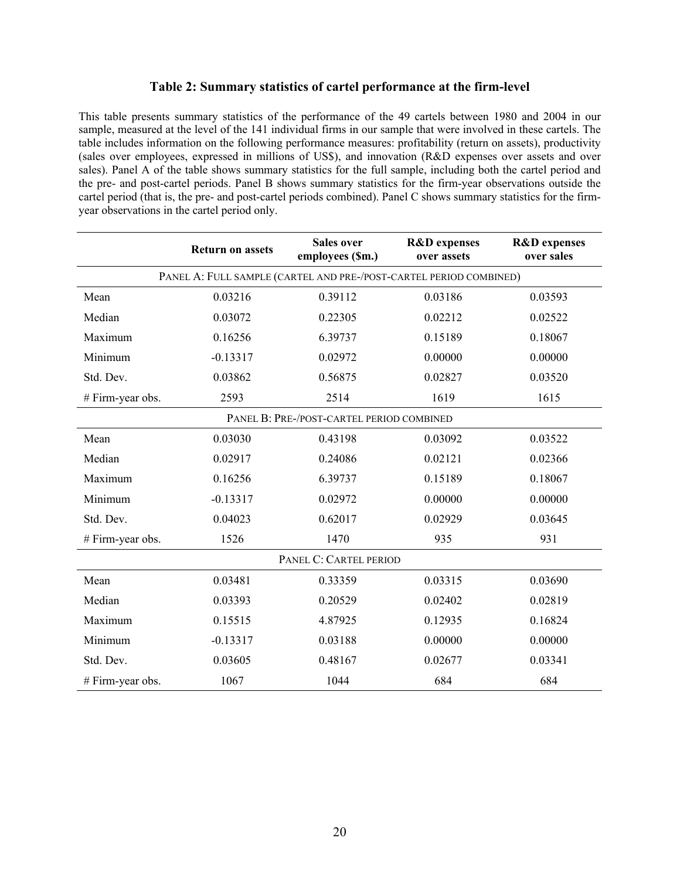### Table 2: Summary statistics of cartel performance at the firm-level

This table presents summary statistics of the performance of the 49 cartels between 1980 and 2004 in our sample, measured at the level of the 141 individual firms in our sample that were involved in these cartels. The table includes information on the following performance measures: profitability (return on assets), productivity (sales over employees, expressed in millions of US$), and innovation (R&D expenses over assets and over sales). Panel A of the table shows summary statistics for the full sample, including both the cartel period and the pre- and post-cartel periods. Panel B shows summary statistics for the firm-year observations outside the cartel period (that is, the pre- and post-cartel periods combined). Panel C shows summary statistics for the firm-year observations in the cartel period only.

| | Return on assets | Sales over employees ($m.) | R&D expenses over assets | R&D expenses over sales |
|---|---|---|---|---|
| PANEL A: FULL SAMPLE (CARTEL AND PRE-/POST-CARTEL PERIOD COMBINED) | | | | |
| Mean | 0.03216 | 0.39112 | 0.03186 | 0.03593 |
| Median | 0.03072 | 0.22305 | 0.02212 | 0.02522 |
| Maximum | 0.16256 | 6.39737 | 0.15189 | 0.18067 |
| Minimum | -0.13317 | 0.02972 | 0.00000 | 0.00000 |
| Std. Dev. | 0.03862 | 0.56875 | 0.02827 | 0.03520 |
| # Firm-year obs. | 2593 | 2514 | 1619 | 1615 |
| PANEL B: PRE-/POST-CARTEL PERIOD COMBINED | | | | |
| Mean | 0.03030 | 0.43198 | 0.03092 | 0.03522 |
| Median | 0.02917 | 0.24086 | 0.02121 | 0.02366 |
| Maximum | 0.16256 | 6.39737 | 0.15189 | 0.18067 |
| Minimum | -0.13317 | 0.02972 | 0.00000 | 0.00000 |
| Std. Dev. | 0.04023 | 0.62017 | 0.02929 | 0.03645 |
| # Firm-year obs. | 1526 | 1470 | 935 | 931 |
| PANEL C: CARTEL PERIOD | | | | |
| Mean | 0.03481 | 0.33359 | 0.03315 | 0.03690 |
| Median | 0.03393 | 0.20529 | 0.02402 | 0.02819 |
| Maximum | 0.15515 | 4.87925 | 0.12935 | 0.16824 |
| Minimum | -0.13317 | 0.03188 | 0.00000 | 0.00000 |
| Std. Dev. | 0.03605 | 0.48167 | 0.02677 | 0.03341 |
| # Firm-year obs. | 1067 | 1044 | 684 | 684 |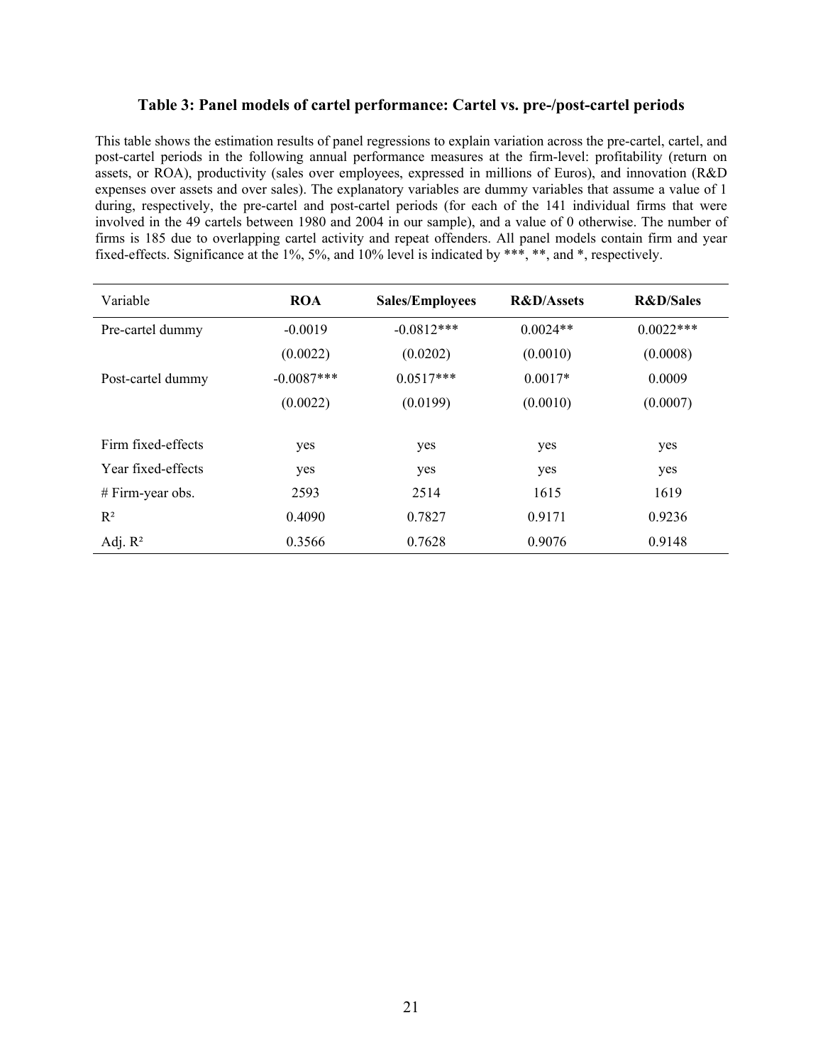### Table 3: Panel models of cartel performance: Cartel vs. pre-/post-cartel periods

This table shows the estimation results of panel regressions to explain variation across the pre-cartel, cartel, and post-cartel periods in the following annual performance measures at the firm-level: profitability (return on assets, or ROA), productivity (sales over employees, expressed in millions of Euros), and innovation (R&D expenses over assets and over sales). The explanatory variables are dummy variables that assume a value of 1 during, respectively, the pre-cartel and post-cartel periods (for each of the 141 individual firms that were involved in the 49 cartels between 1980 and 2004 in our sample), and a value of 0 otherwise. The number of firms is 185 due to overlapping cartel activity and repeat offenders. All panel models contain firm and year fixed-effects. Significance at the 1%, 5%, and 10% level is indicated by ***, **, and *, respectively.

| Variable | **ROA** | **Sales/Employees** | **R&D/Assets** | **R&D/Sales** |
|---|---|---|---|---|
| Pre-cartel dummy | -0.0019 | -0.0812*** | 0.0024** | 0.0022*** |
| | (0.0022) | (0.0202) | (0.0010) | (0.0008) |
| Post-cartel dummy | -0.0087*** | 0.0517*** | 0.0017* | 0.0009 |
| | (0.0022) | (0.0199) | (0.0010) | (0.0007) |
| Firm fixed-effects | yes | yes | yes | yes |
| Year fixed-effects | yes | yes | yes | yes |
| # Firm-year obs. | 2593 | 2514 | 1615 | 1619 |
| $R^2$ | 0.4090 | 0.7827 | 0.9171 | 0.9236 |
| Adj. $R^2$ | 0.3566 | 0.7628 | 0.9076 | 0.9148 |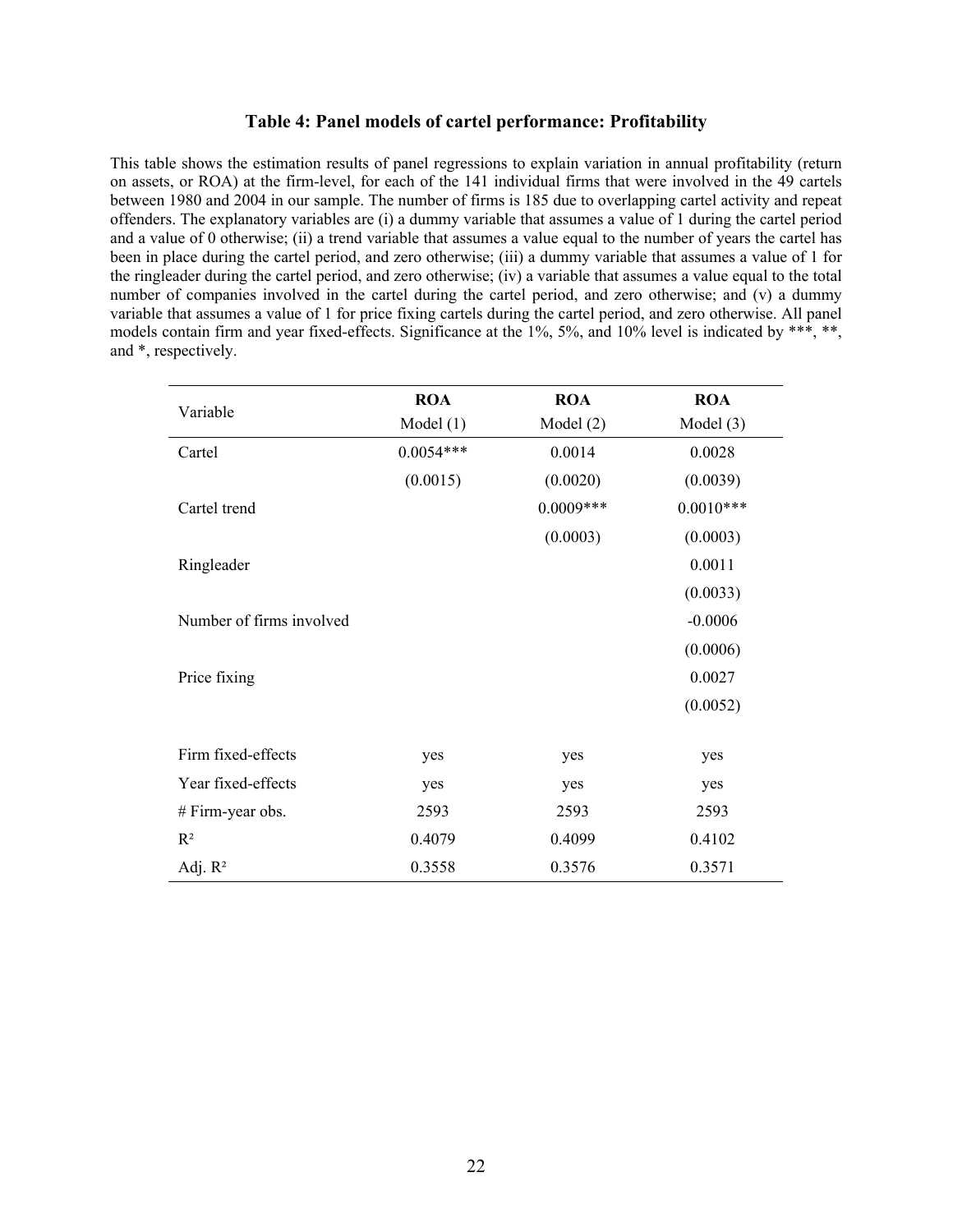### Table 4: Panel models of cartel performance: Profitability

This table shows the estimation results of panel regressions to explain variation in annual profitability (return on assets, or ROA) at the firm-level, for each of the 141 individual firms that were involved in the 49 cartels between 1980 and 2004 in our sample. The number of firms is 185 due to overlapping cartel activity and repeat offenders. The explanatory variables are (i) a dummy variable that assumes a value of 1 during the cartel period and a value of 0 otherwise; (ii) a trend variable that assumes a value equal to the number of years the cartel has been in place during the cartel period, and zero otherwise; (iii) a dummy variable that assumes a value of 1 for the ringleader during the cartel period, and zero otherwise; (iv) a variable that assumes a value equal to the total number of companies involved in the cartel during the cartel period, and zero otherwise; and (v) a dummy variable that assumes a value of 1 for price fixing cartels during the cartel period, and zero otherwise. All panel models contain firm and year fixed-effects. Significance at the 1%, 5%, and 10% level is indicated by ***, **, and *, respectively.

| Variable | **ROA** Model (1) | **ROA** Model (2) | **ROA** Model (3) |
|---|---|---|---|
| Cartel | 0.0054*** | 0.0014 | 0.0028 |
| | (0.0015) | (0.0020) | (0.0039) |
| Cartel trend | | 0.0009*** | 0.0010*** |
| | | (0.0003) | (0.0003) |
| Ringleader | | | 0.0011 |
| | | | (0.0033) |
| Number of firms involved | | | -0.0006 |
| | | | (0.0006) |
| Price fixing | | | 0.0027 |
| | | | (0.0052) |
| | | | |
| Firm fixed-effects | yes | yes | yes |
| Year fixed-effects | yes | yes | yes |
| # Firm-year obs. | 2593 | 2593 | 2593 |
| $R^2$ | 0.4079 | 0.4099 | 0.4102 |
| Adj. $R^2$ | 0.3558 | 0.3576 | 0.3571 |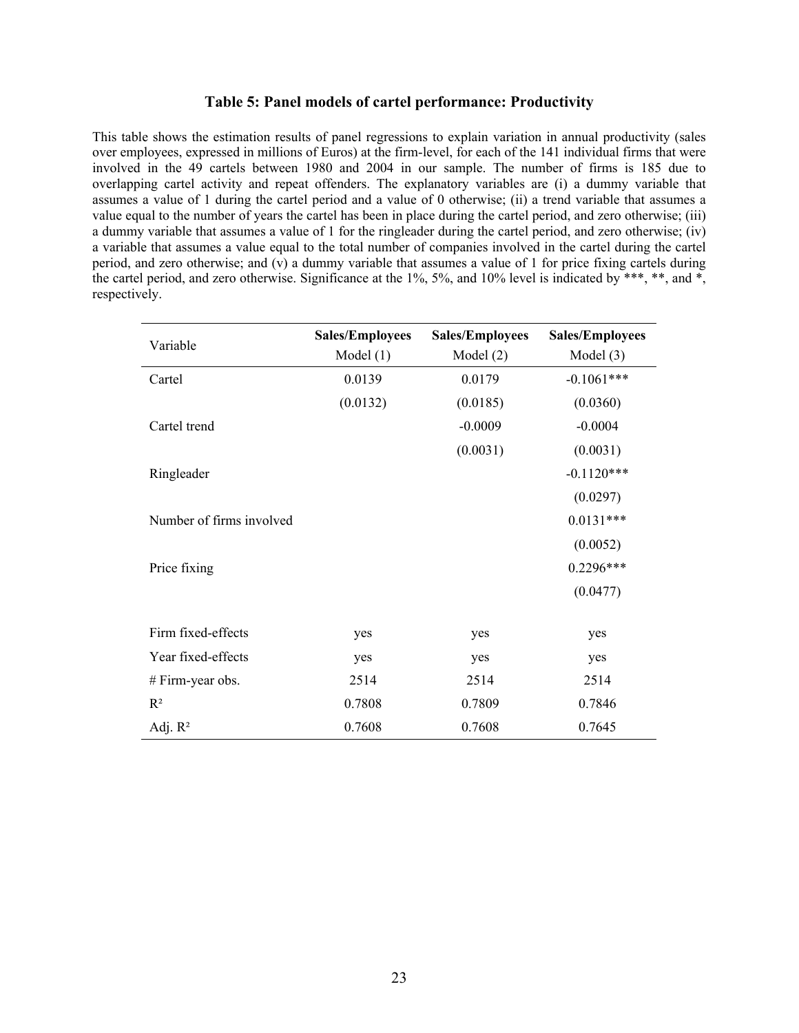### Table 5: Panel models of cartel performance: Productivity

This table shows the estimation results of panel regressions to explain variation in annual productivity (sales over employees, expressed in millions of Euros) at the firm-level, for each of the 141 individual firms that were involved in the 49 cartels between 1980 and 2004 in our sample. The number of firms is 185 due to overlapping cartel activity and repeat offenders. The explanatory variables are (i) a dummy variable that assumes a value of 1 during the cartel period and a value of 0 otherwise; (ii) a trend variable that assumes a value equal to the number of years the cartel has been in place during the cartel period, and zero otherwise; (iii) a dummy variable that assumes a value of 1 for the ringleader during the cartel period, and zero otherwise; (iv) a variable that assumes a value equal to the total number of companies involved in the cartel during the cartel period, and zero otherwise; and (v) a dummy variable that assumes a value of 1 for price fixing cartels during the cartel period, and zero otherwise. Significance at the 1%, 5%, and 10% level is indicated by ***, **, and *, respectively.

| Variable | **Sales/Employees** Model (1) | **Sales/Employees** Model (2) | **Sales/Employees** Model (3) |
|---|---|---|---|
| Cartel | 0.0139 | 0.0179 | -0.1061*** |
| | (0.0132) | (0.0185) | (0.0360) |
| Cartel trend | | -0.0009 | -0.0004 |
| | | (0.0031) | (0.0031) |
| Ringleader | | | -0.1120*** |
| | | | (0.0297) |
| Number of firms involved | | | 0.0131*** |
| | | | (0.0052) |
| Price fixing | | | 0.2296*** |
| | | | (0.0477) |
| Firm fixed-effects | yes | yes | yes |
| Year fixed-effects | yes | yes | yes |
| # Firm-year obs. | 2514 | 2514 | 2514 |
| $R^2$ | 0.7808 | 0.7809 | 0.7846 |
| Adj. $R^2$ | 0.7608 | 0.7608 | 0.7645 |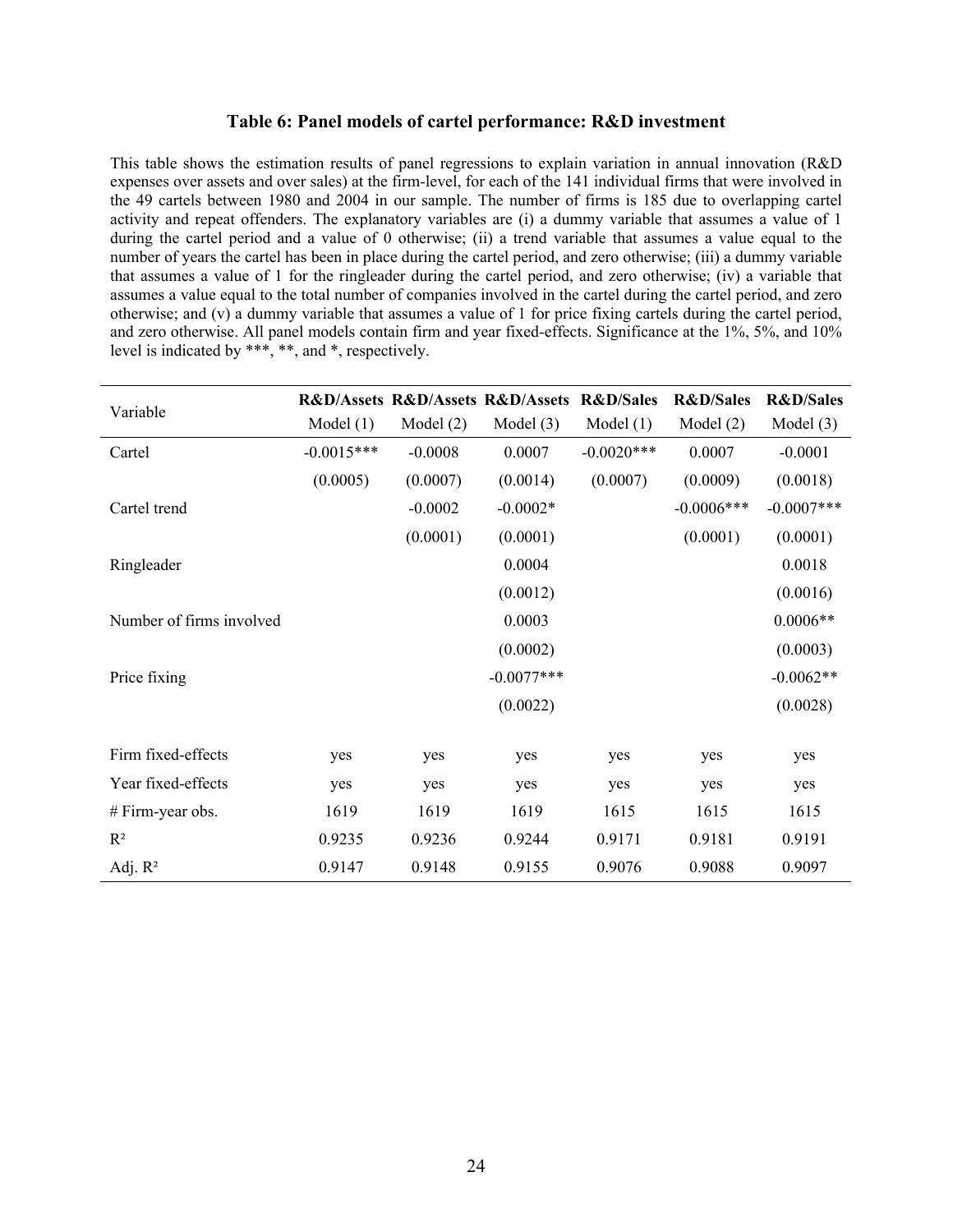### Table 6: Panel models of cartel performance: R&D investment

This table shows the estimation results of panel regressions to explain variation in annual innovation (R&D expenses over assets and over sales) at the firm-level, for each of the 141 individual firms that were involved in the 49 cartels between 1980 and 2004 in our sample. The number of firms is 185 due to overlapping cartel activity and repeat offenders. The explanatory variables are (i) a dummy variable that assumes a value of 1 during the cartel period and a value of 0 otherwise; (ii) a trend variable that assumes a value equal to the number of years the cartel has been in place during the cartel period, and zero otherwise; (iii) a dummy variable that assumes a value of 1 for the ringleader during the cartel period, and zero otherwise; (iv) a variable that assumes a value equal to the total number of companies involved in the cartel during the cartel period, and zero otherwise; and (v) a dummy variable that assumes a value of 1 for price fixing cartels during the cartel period, and zero otherwise. All panel models contain firm and year fixed-effects. Significance at the 1%, 5%, and 10% level is indicated by ***, **, and *, respectively.

| Variable | **R&D/Assets** Model (1) | **R&D/Assets** Model (2) | **R&D/Assets** Model (3) | **R&D/Sales** Model (1) | **R&D/Sales** Model (2) | **R&D/Sales** Model (3) |
|---|---|---|---|---|---|---|
| Cartel | -0.0015*** | -0.0008 | 0.0007 | -0.0020*** | 0.0007 | -0.0001 |
| | (0.0005) | (0.0007) | (0.0014) | (0.0007) | (0.0009) | (0.0018) |
| Cartel trend | | -0.0002 | -0.0002* | | -0.0006*** | -0.0007*** |
| | | (0.0001) | (0.0001) | | (0.0001) | (0.0001) |
| Ringleader | | | 0.0004 | | | 0.0018 |
| | | | (0.0012) | | | (0.0016) |
| Number of firms involved | | | 0.0003 | | | 0.0006** |
| | | | (0.0002) | | | (0.0003) |
| Price fixing | | | -0.0077*** | | | -0.0062** |
| | | | (0.0022) | | | (0.0028) |
| Firm fixed-effects | yes | yes | yes | yes | yes | yes |
| Year fixed-effects | yes | yes | yes | yes | yes | yes |
| # Firm-year obs. | 1619 | 1619 | 1619 | 1615 | 1615 | 1615 |
| $R^2$ | 0.9235 | 0.9236 | 0.9244 | 0.9171 | 0.9181 | 0.9191 |
| Adj. $R^2$ | 0.9147 | 0.9148 | 0.9155 | 0.9076 | 0.9088 | 0.9097 |